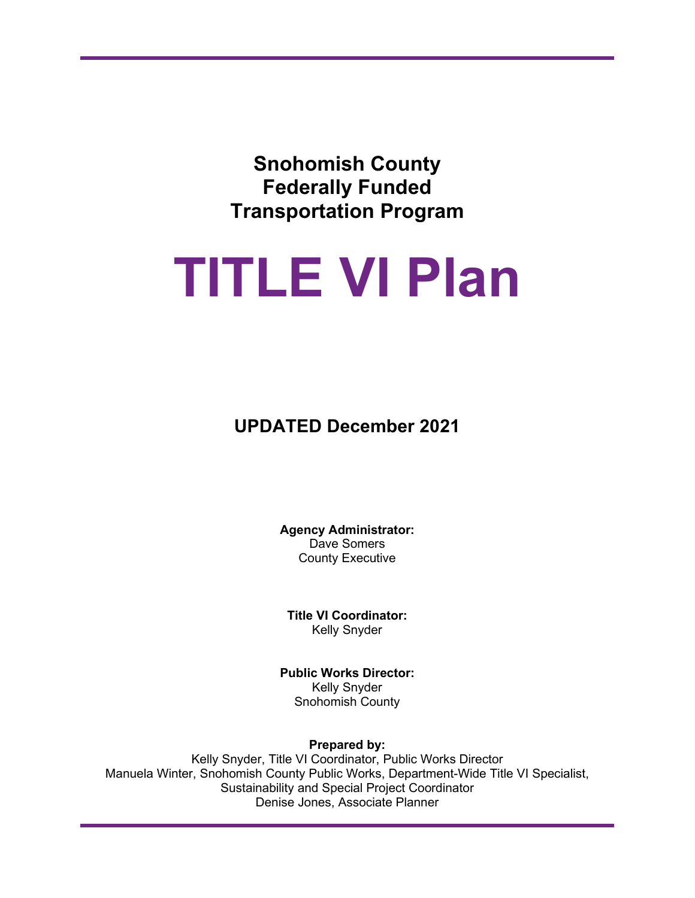**Snohomish County**
**Federally Funded**
**Transportation Program**

# TITLE VI Plan

**UPDATED December 2021**

**Agency Administrator:**
Dave Somers
County Executive

**Title VI Coordinator:**
Kelly Snyder

**Public Works Director:**
Kelly Snyder
Snohomish County

**Prepared by:**
Kelly Snyder, Title VI Coordinator, Public Works Director
Manuela Winter, Snohomish County Public Works, Department-Wide Title VI Specialist, Sustainability and Special Project Coordinator
Denise Jones, Associate Planner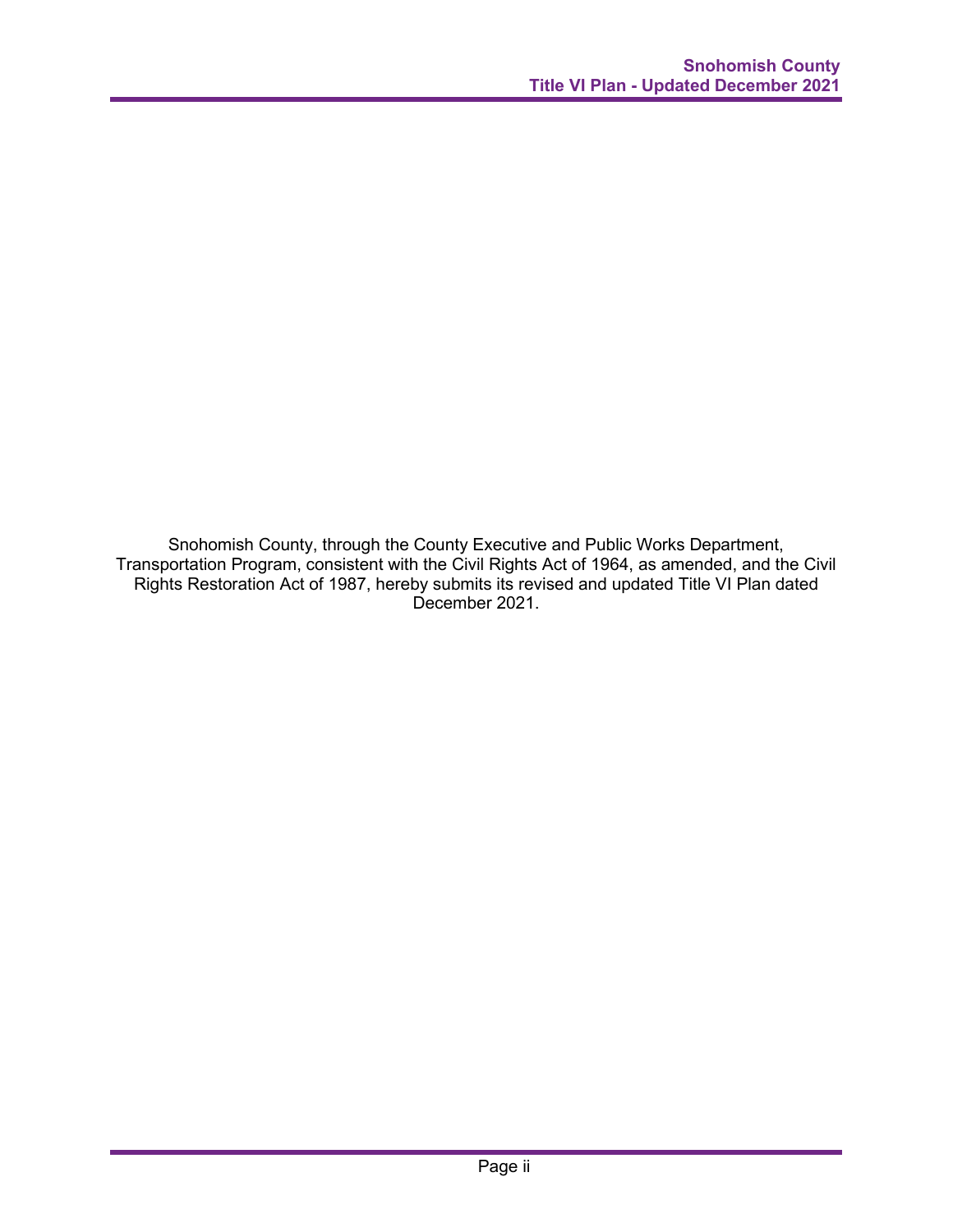Snohomish County, through the County Executive and Public Works Department, Transportation Program, consistent with the Civil Rights Act of 1964, as amended, and the Civil Rights Restoration Act of 1987, hereby submits its revised and updated Title VI Plan dated December 2021.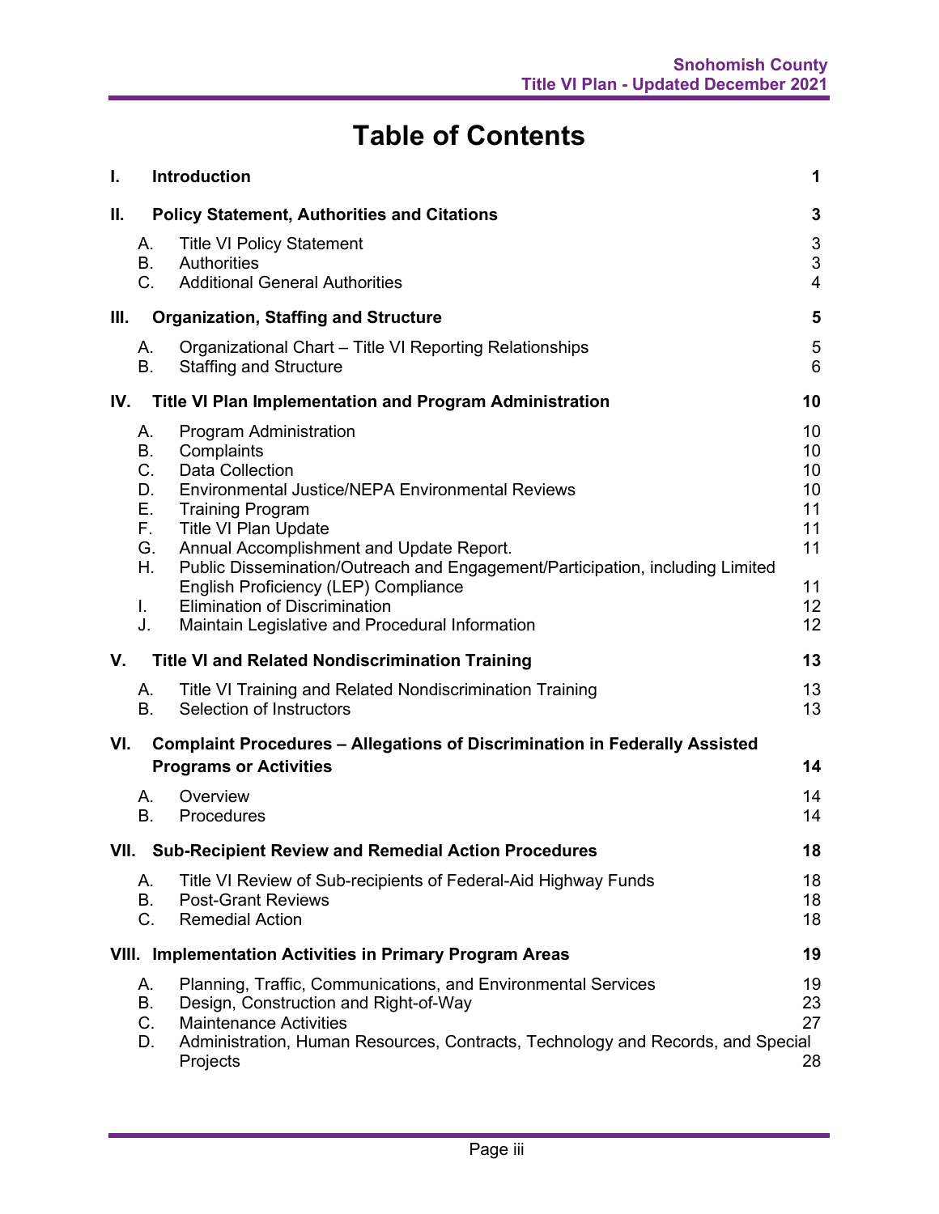# Table of Contents

| | | |
|---|---|---|
| **I.** | **Introduction** | **1** |
| **II.** | **Policy Statement, Authorities and Citations** | **3** |
| A. | Title VI Policy Statement | 3 |
| B. | Authorities | 3 |
| C. | Additional General Authorities | 4 |
| **III.** | **Organization, Staffing and Structure** | **5** |
| A. | Organizational Chart – Title VI Reporting Relationships | 5 |
| B. | Staffing and Structure | 6 |
| **IV.** | **Title VI Plan Implementation and Program Administration** | **10** |
| A. | Program Administration | 10 |
| B. | Complaints | 10 |
| C. | Data Collection | 10 |
| D. | Environmental Justice/NEPA Environmental Reviews | 10 |
| E. | Training Program | 11 |
| F. | Title VI Plan Update | 11 |
| G. | Annual Accomplishment and Update Report. | 11 |
| H. | Public Dissemination/Outreach and Engagement/Participation, including Limited English Proficiency (LEP) Compliance | 11 |
| I. | Elimination of Discrimination | 12 |
| J. | Maintain Legislative and Procedural Information | 12 |
| **V.** | **Title VI and Related Nondiscrimination Training** | **13** |
| A. | Title VI Training and Related Nondiscrimination Training | 13 |
| B. | Selection of Instructors | 13 |
| **VI.** | **Complaint Procedures – Allegations of Discrimination in Federally Assisted Programs or Activities** | **14** |
| A. | Overview | 14 |
| B. | Procedures | 14 |
| **VII.** | **Sub-Recipient Review and Remedial Action Procedures** | **18** |
| A. | Title VI Review of Sub-recipients of Federal-Aid Highway Funds | 18 |
| B. | Post-Grant Reviews | 18 |
| C. | Remedial Action | 18 |
| **VIII.** | **Implementation Activities in Primary Program Areas** | **19** |
| A. | Planning, Traffic, Communications, and Environmental Services | 19 |
| B. | Design, Construction and Right-of-Way | 23 |
| C. | Maintenance Activities | 27 |
| D. | Administration, Human Resources, Contracts, Technology and Records, and Special Projects | 28 |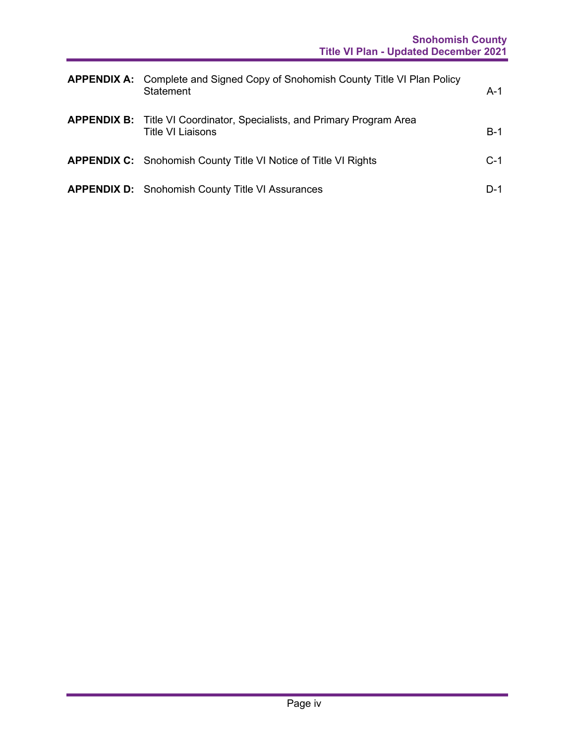| | | |
|---|---|---|
| **APPENDIX A:** | Complete and Signed Copy of Snohomish County Title VI Plan Policy Statement | A-1 |
| **APPENDIX B:** | Title VI Coordinator, Specialists, and Primary Program Area Title VI Liaisons | B-1 |
| **APPENDIX C:** | Snohomish County Title VI Notice of Title VI Rights | C-1 |
| **APPENDIX D:** | Snohomish County Title VI Assurances | D-1 |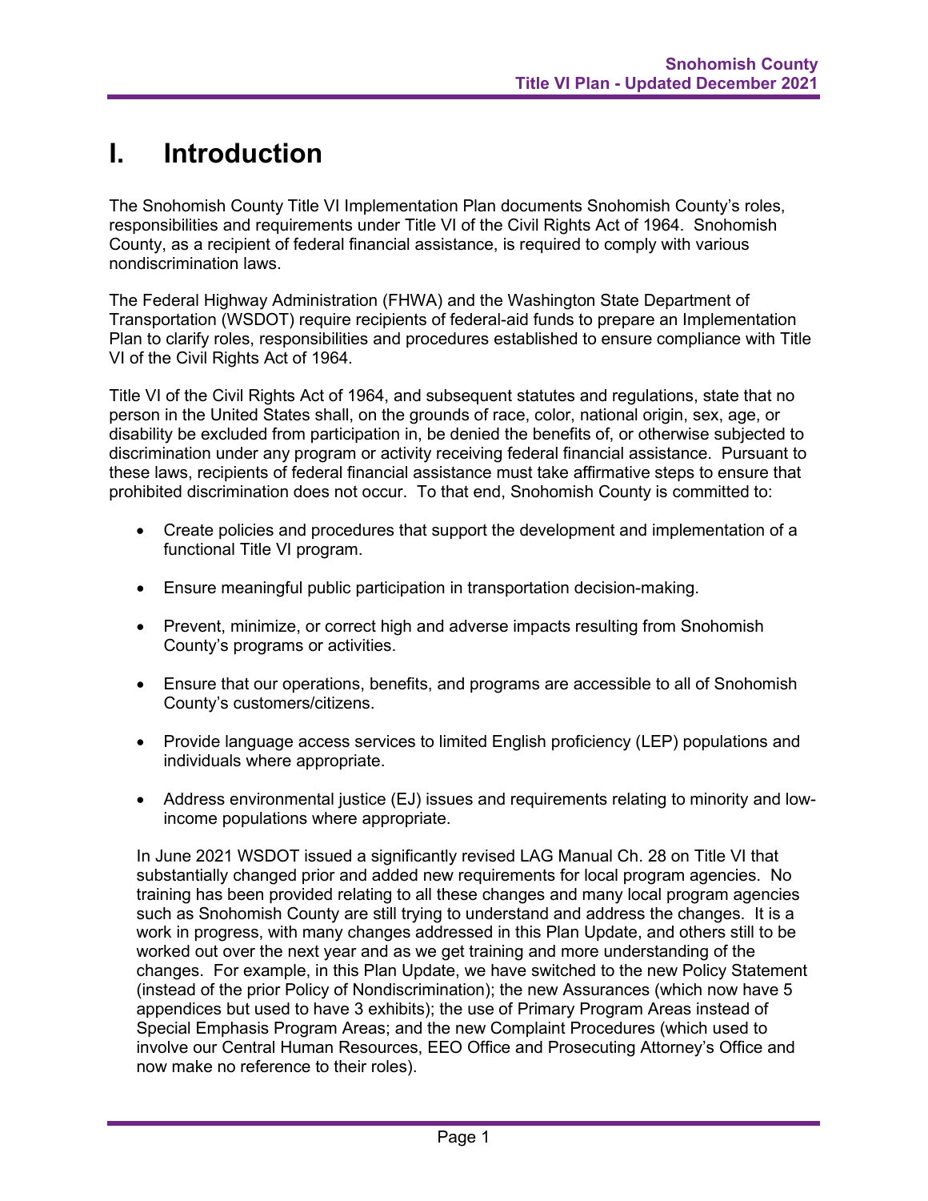# I. Introduction

The Snohomish County Title VI Implementation Plan documents Snohomish County's roles, responsibilities and requirements under Title VI of the Civil Rights Act of 1964. Snohomish County, as a recipient of federal financial assistance, is required to comply with various nondiscrimination laws.

The Federal Highway Administration (FHWA) and the Washington State Department of Transportation (WSDOT) require recipients of federal-aid funds to prepare an Implementation Plan to clarify roles, responsibilities and procedures established to ensure compliance with Title VI of the Civil Rights Act of 1964.

Title VI of the Civil Rights Act of 1964, and subsequent statutes and regulations, state that no person in the United States shall, on the grounds of race, color, national origin, sex, age, or disability be excluded from participation in, be denied the benefits of, or otherwise subjected to discrimination under any program or activity receiving federal financial assistance. Pursuant to these laws, recipients of federal financial assistance must take affirmative steps to ensure that prohibited discrimination does not occur. To that end, Snohomish County is committed to:

- Create policies and procedures that support the development and implementation of a functional Title VI program.
- Ensure meaningful public participation in transportation decision-making.
- Prevent, minimize, or correct high and adverse impacts resulting from Snohomish County's programs or activities.
- Ensure that our operations, benefits, and programs are accessible to all of Snohomish County's customers/citizens.
- Provide language access services to limited English proficiency (LEP) populations and individuals where appropriate.
- Address environmental justice (EJ) issues and requirements relating to minority and low-income populations where appropriate.

In June 2021 WSDOT issued a significantly revised LAG Manual Ch. 28 on Title VI that substantially changed prior and added new requirements for local program agencies. No training has been provided relating to all these changes and many local program agencies such as Snohomish County are still trying to understand and address the changes. It is a work in progress, with many changes addressed in this Plan Update, and others still to be worked out over the next year and as we get training and more understanding of the changes. For example, in this Plan Update, we have switched to the new Policy Statement (instead of the prior Policy of Nondiscrimination); the new Assurances (which now have 5 appendices but used to have 3 exhibits); the use of Primary Program Areas instead of Special Emphasis Program Areas; and the new Complaint Procedures (which used to involve our Central Human Resources, EEO Office and Prosecuting Attorney's Office and now make no reference to their roles).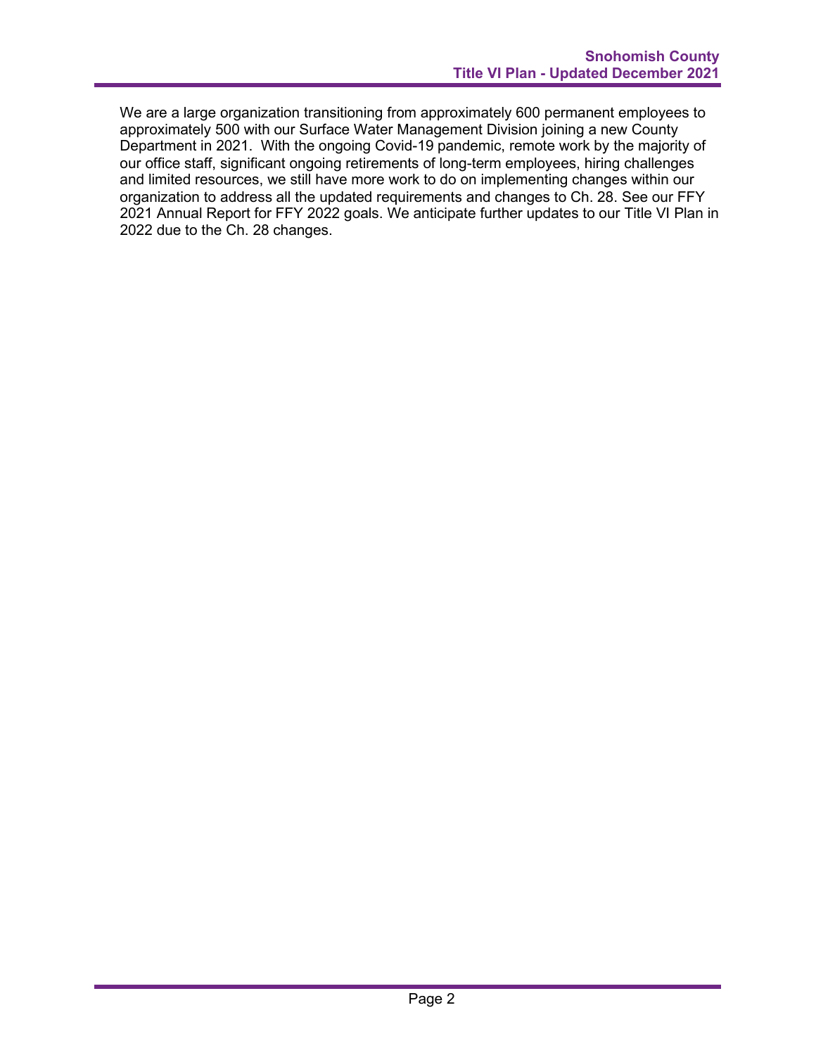We are a large organization transitioning from approximately 600 permanent employees to approximately 500 with our Surface Water Management Division joining a new County Department in 2021. With the ongoing Covid-19 pandemic, remote work by the majority of our office staff, significant ongoing retirements of long-term employees, hiring challenges and limited resources, we still have more work to do on implementing changes within our organization to address all the updated requirements and changes to Ch. 28. See our FFY 2021 Annual Report for FFY 2022 goals. We anticipate further updates to our Title VI Plan in 2022 due to the Ch. 28 changes.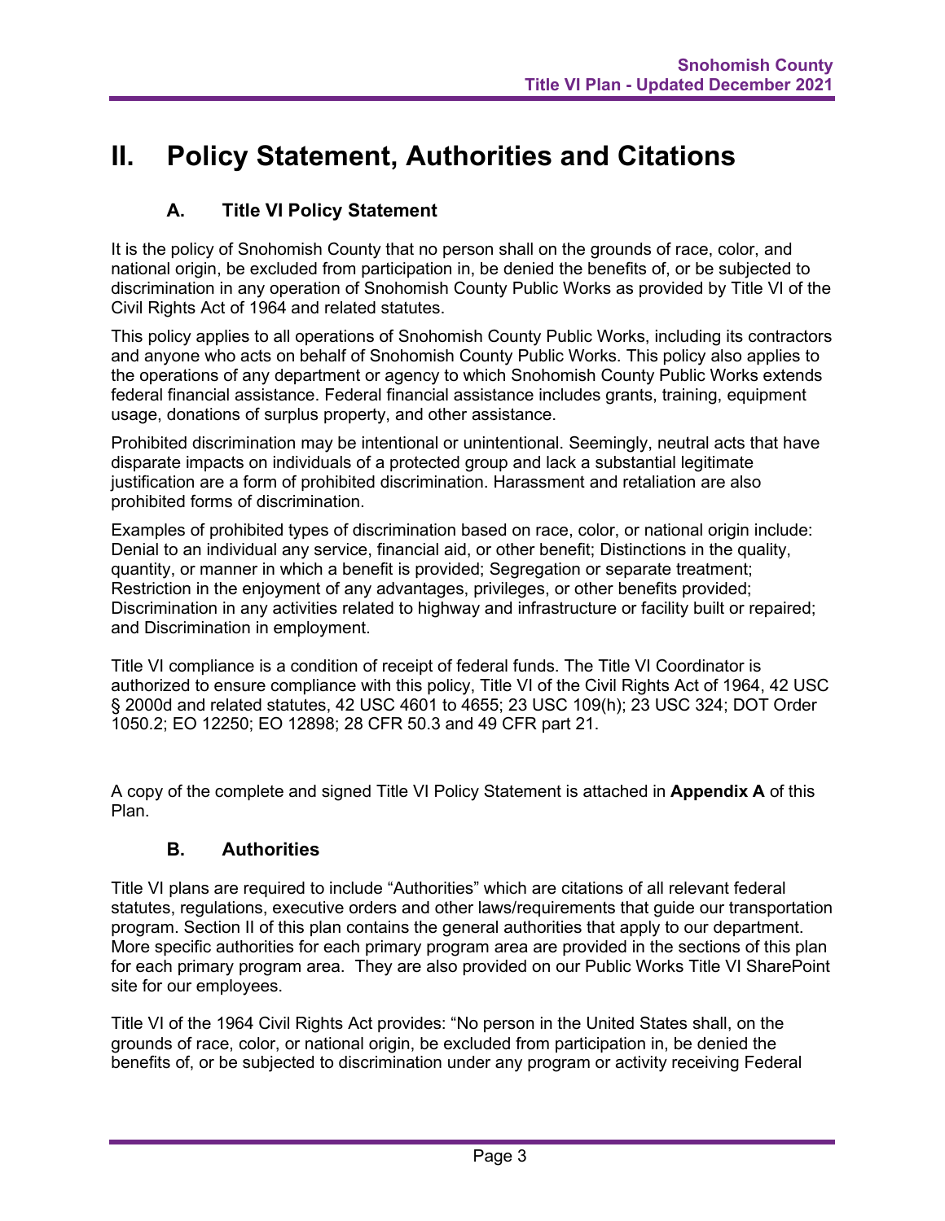# II. Policy Statement, Authorities and Citations

## A. Title VI Policy Statement

It is the policy of Snohomish County that no person shall on the grounds of race, color, and national origin, be excluded from participation in, be denied the benefits of, or be subjected to discrimination in any operation of Snohomish County Public Works as provided by Title VI of the Civil Rights Act of 1964 and related statutes.

This policy applies to all operations of Snohomish County Public Works, including its contractors and anyone who acts on behalf of Snohomish County Public Works. This policy also applies to the operations of any department or agency to which Snohomish County Public Works extends federal financial assistance. Federal financial assistance includes grants, training, equipment usage, donations of surplus property, and other assistance.

Prohibited discrimination may be intentional or unintentional. Seemingly, neutral acts that have disparate impacts on individuals of a protected group and lack a substantial legitimate justification are a form of prohibited discrimination. Harassment and retaliation are also prohibited forms of discrimination.

Examples of prohibited types of discrimination based on race, color, or national origin include: Denial to an individual any service, financial aid, or other benefit; Distinctions in the quality, quantity, or manner in which a benefit is provided; Segregation or separate treatment; Restriction in the enjoyment of any advantages, privileges, or other benefits provided; Discrimination in any activities related to highway and infrastructure or facility built or repaired; and Discrimination in employment.

Title VI compliance is a condition of receipt of federal funds. The Title VI Coordinator is authorized to ensure compliance with this policy, Title VI of the Civil Rights Act of 1964, 42 USC § 2000d and related statutes, 42 USC 4601 to 4655; 23 USC 109(h); 23 USC 324; DOT Order 1050.2; EO 12250; EO 12898; 28 CFR 50.3 and 49 CFR part 21.

A copy of the complete and signed Title VI Policy Statement is attached in **Appendix A** of this Plan.

## B. Authorities

Title VI plans are required to include "Authorities" which are citations of all relevant federal statutes, regulations, executive orders and other laws/requirements that guide our transportation program. Section II of this plan contains the general authorities that apply to our department. More specific authorities for each primary program area are provided in the sections of this plan for each primary program area. They are also provided on our Public Works Title VI SharePoint site for our employees.

Title VI of the 1964 Civil Rights Act provides: "No person in the United States shall, on the grounds of race, color, or national origin, be excluded from participation in, be denied the benefits of, or be subjected to discrimination under any program or activity receiving Federal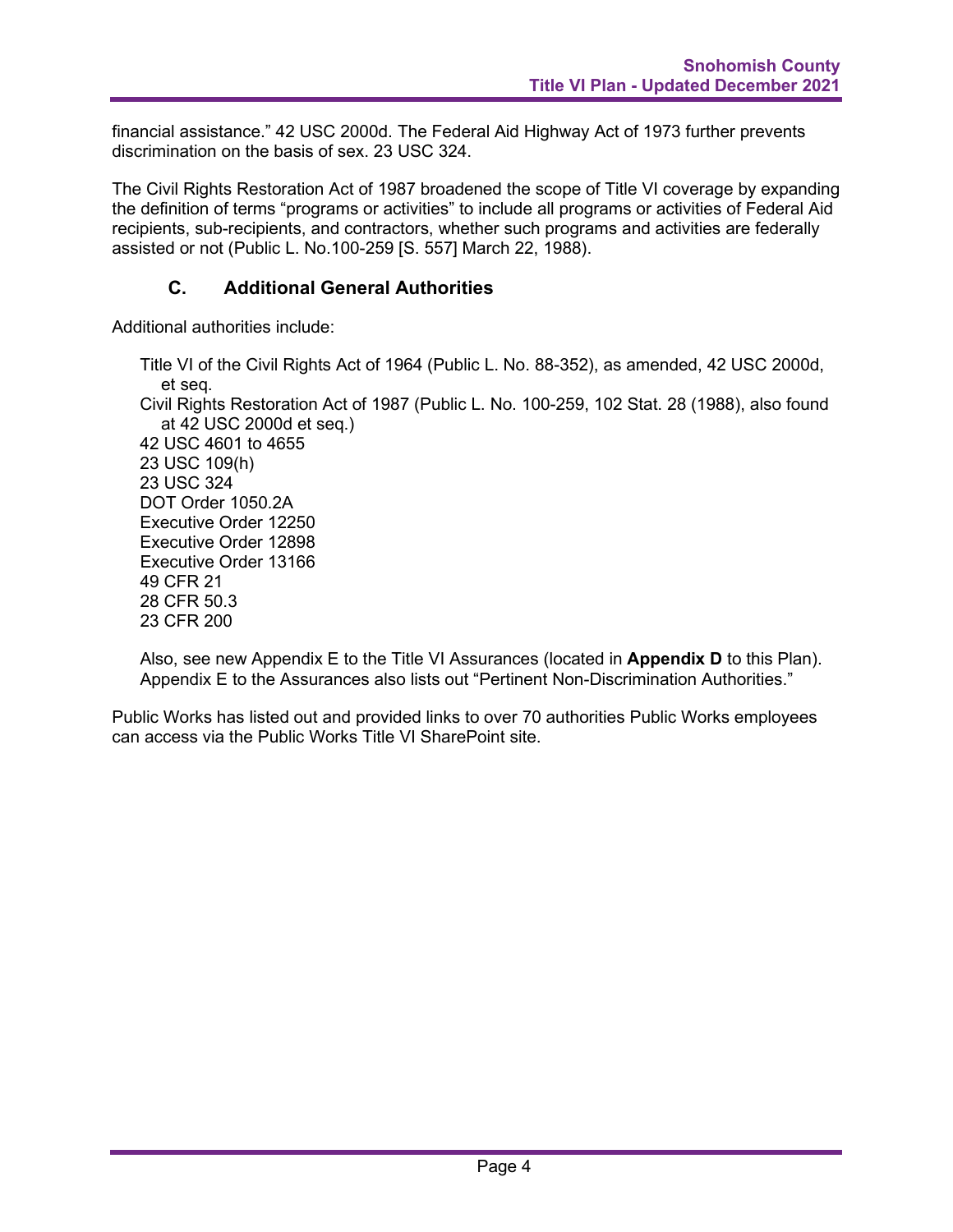financial assistance." 42 USC 2000d. The Federal Aid Highway Act of 1973 further prevents discrimination on the basis of sex. 23 USC 324.

The Civil Rights Restoration Act of 1987 broadened the scope of Title VI coverage by expanding the definition of terms "programs or activities" to include all programs or activities of Federal Aid recipients, sub-recipients, and contractors, whether such programs and activities are federally assisted or not (Public L. No.100-259 [S. 557] March 22, 1988).

### C. Additional General Authorities

Additional authorities include:

Title VI of the Civil Rights Act of 1964 (Public L. No. 88-352), as amended, 42 USC 2000d, et seq.
Civil Rights Restoration Act of 1987 (Public L. No. 100-259, 102 Stat. 28 (1988), also found at 42 USC 2000d et seq.)
42 USC 4601 to 4655
23 USC 109(h)
23 USC 324
DOT Order 1050.2A
Executive Order 12250
Executive Order 12898
Executive Order 13166
49 CFR 21
28 CFR 50.3
23 CFR 200

Also, see new Appendix E to the Title VI Assurances (located in **Appendix D** to this Plan). Appendix E to the Assurances also lists out "Pertinent Non-Discrimination Authorities."

Public Works has listed out and provided links to over 70 authorities Public Works employees can access via the Public Works Title VI SharePoint site.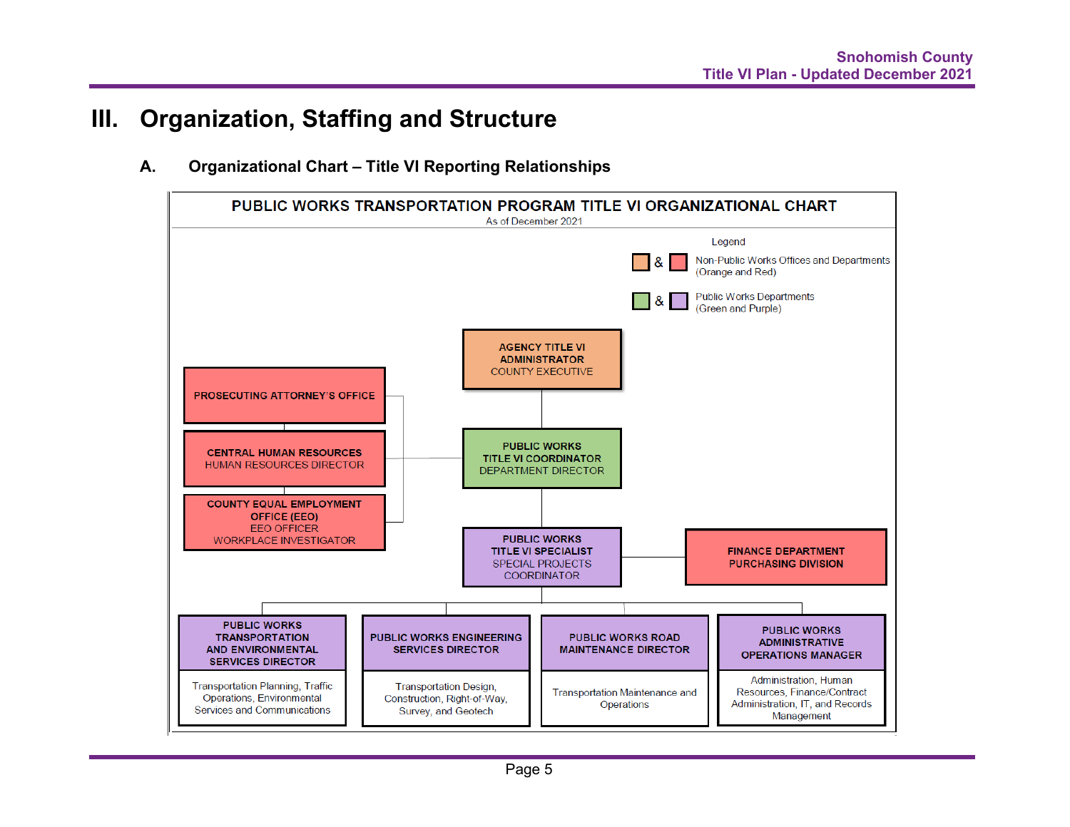# III. Organization, Staffing and Structure

## A. Organizational Chart – Title VI Reporting Relationships

**PUBLIC WORKS TRANSPORTATION PROGRAM TITLE VI ORGANIZATIONAL CHART**

As of December 2021

Legend

- Orange & Red: Non-Public Works Offices and Departments (Orange and Red)
- Green & Purple: Public Works Departments (Green and Purple)

**AGENCY TITLE VI ADMINISTRATOR**
COUNTY EXECUTIVE

**PUBLIC WORKS TITLE VI COORDINATOR**
DEPARTMENT DIRECTOR

**PROSECUTING ATTORNEY'S OFFICE**

**CENTRAL HUMAN RESOURCES**
HUMAN RESOURCES DIRECTOR

**COUNTY EQUAL EMPLOYMENT OFFICE (EEO)**
EEO OFFICER
WORKPLACE INVESTIGATOR

**PUBLIC WORKS TITLE VI SPECIALIST**
SPECIAL PROJECTS COORDINATOR

**FINANCE DEPARTMENT PURCHASING DIVISION**

**PUBLIC WORKS TRANSPORTATION AND ENVIRONMENTAL SERVICES DIRECTOR**
Transportation Planning, Traffic Operations, Environmental Services and Communications

**PUBLIC WORKS ENGINEERING SERVICES DIRECTOR**
Transportation Design, Construction, Right-of-Way, Survey, and Geotech

**PUBLIC WORKS ROAD MAINTENANCE DIRECTOR**
Transportation Maintenance and Operations

**PUBLIC WORKS ADMINISTRATIVE OPERATIONS MANAGER**
Administration, Human Resources, Finance/Contract Administration, IT, and Records Management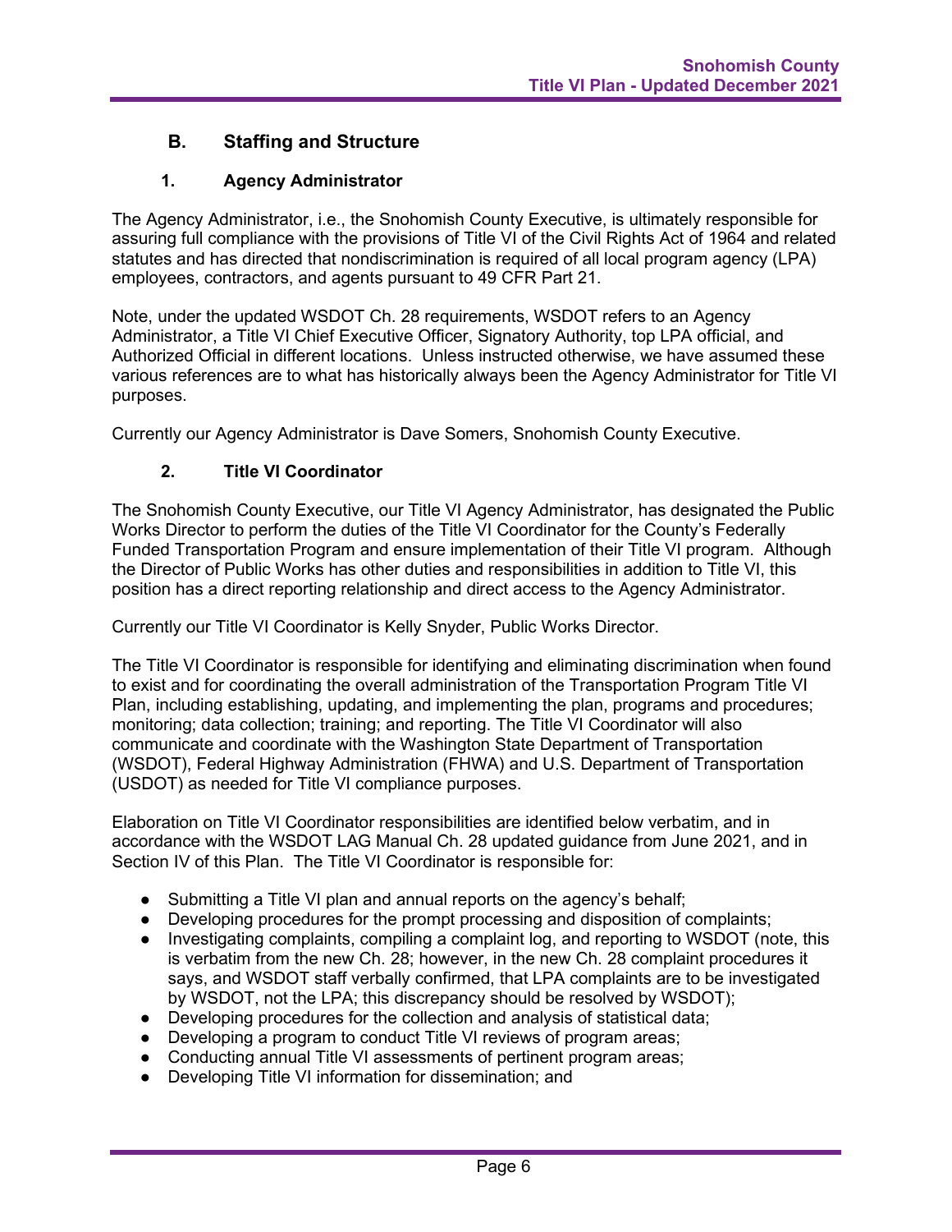## B. Staffing and Structure

### 1. Agency Administrator

The Agency Administrator, i.e., the Snohomish County Executive, is ultimately responsible for assuring full compliance with the provisions of Title VI of the Civil Rights Act of 1964 and related statutes and has directed that nondiscrimination is required of all local program agency (LPA) employees, contractors, and agents pursuant to 49 CFR Part 21.

Note, under the updated WSDOT Ch. 28 requirements, WSDOT refers to an Agency Administrator, a Title VI Chief Executive Officer, Signatory Authority, top LPA official, and Authorized Official in different locations. Unless instructed otherwise, we have assumed these various references are to what has historically always been the Agency Administrator for Title VI purposes.

Currently our Agency Administrator is Dave Somers, Snohomish County Executive.

### 2. Title VI Coordinator

The Snohomish County Executive, our Title VI Agency Administrator, has designated the Public Works Director to perform the duties of the Title VI Coordinator for the County's Federally Funded Transportation Program and ensure implementation of their Title VI program. Although the Director of Public Works has other duties and responsibilities in addition to Title VI, this position has a direct reporting relationship and direct access to the Agency Administrator.

Currently our Title VI Coordinator is Kelly Snyder, Public Works Director.

The Title VI Coordinator is responsible for identifying and eliminating discrimination when found to exist and for coordinating the overall administration of the Transportation Program Title VI Plan, including establishing, updating, and implementing the plan, programs and procedures; monitoring; data collection; training; and reporting. The Title VI Coordinator will also communicate and coordinate with the Washington State Department of Transportation (WSDOT), Federal Highway Administration (FHWA) and U.S. Department of Transportation (USDOT) as needed for Title VI compliance purposes.

Elaboration on Title VI Coordinator responsibilities are identified below verbatim, and in accordance with the WSDOT LAG Manual Ch. 28 updated guidance from June 2021, and in Section IV of this Plan. The Title VI Coordinator is responsible for:

- Submitting a Title VI plan and annual reports on the agency's behalf;
- Developing procedures for the prompt processing and disposition of complaints;
- Investigating complaints, compiling a complaint log, and reporting to WSDOT (note, this is verbatim from the new Ch. 28; however, in the new Ch. 28 complaint procedures it says, and WSDOT staff verbally confirmed, that LPA complaints are to be investigated by WSDOT, not the LPA; this discrepancy should be resolved by WSDOT);
- Developing procedures for the collection and analysis of statistical data;
- Developing a program to conduct Title VI reviews of program areas;
- Conducting annual Title VI assessments of pertinent program areas;
- Developing Title VI information for dissemination; and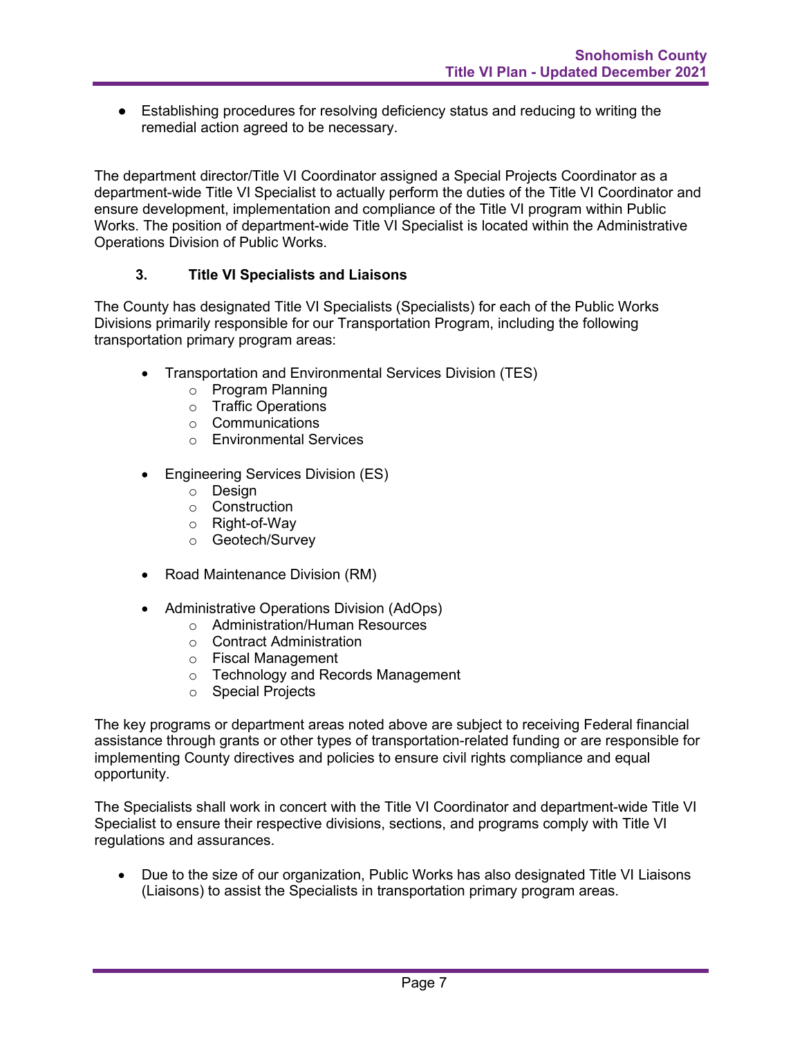- Establishing procedures for resolving deficiency status and reducing to writing the remedial action agreed to be necessary.

The department director/Title VI Coordinator assigned a Special Projects Coordinator as a department-wide Title VI Specialist to actually perform the duties of the Title VI Coordinator and ensure development, implementation and compliance of the Title VI program within Public Works. The position of department-wide Title VI Specialist is located within the Administrative Operations Division of Public Works.

### 3. Title VI Specialists and Liaisons

The County has designated Title VI Specialists (Specialists) for each of the Public Works Divisions primarily responsible for our Transportation Program, including the following transportation primary program areas:

- Transportation and Environmental Services Division (TES)
  - Program Planning
  - Traffic Operations
  - Communications
  - Environmental Services
- Engineering Services Division (ES)
  - Design
  - Construction
  - Right-of-Way
  - Geotech/Survey
- Road Maintenance Division (RM)
- Administrative Operations Division (AdOps)
  - Administration/Human Resources
  - Contract Administration
  - Fiscal Management
  - Technology and Records Management
  - Special Projects

The key programs or department areas noted above are subject to receiving Federal financial assistance through grants or other types of transportation-related funding or are responsible for implementing County directives and policies to ensure civil rights compliance and equal opportunity.

The Specialists shall work in concert with the Title VI Coordinator and department-wide Title VI Specialist to ensure their respective divisions, sections, and programs comply with Title VI regulations and assurances.

- Due to the size of our organization, Public Works has also designated Title VI Liaisons (Liaisons) to assist the Specialists in transportation primary program areas.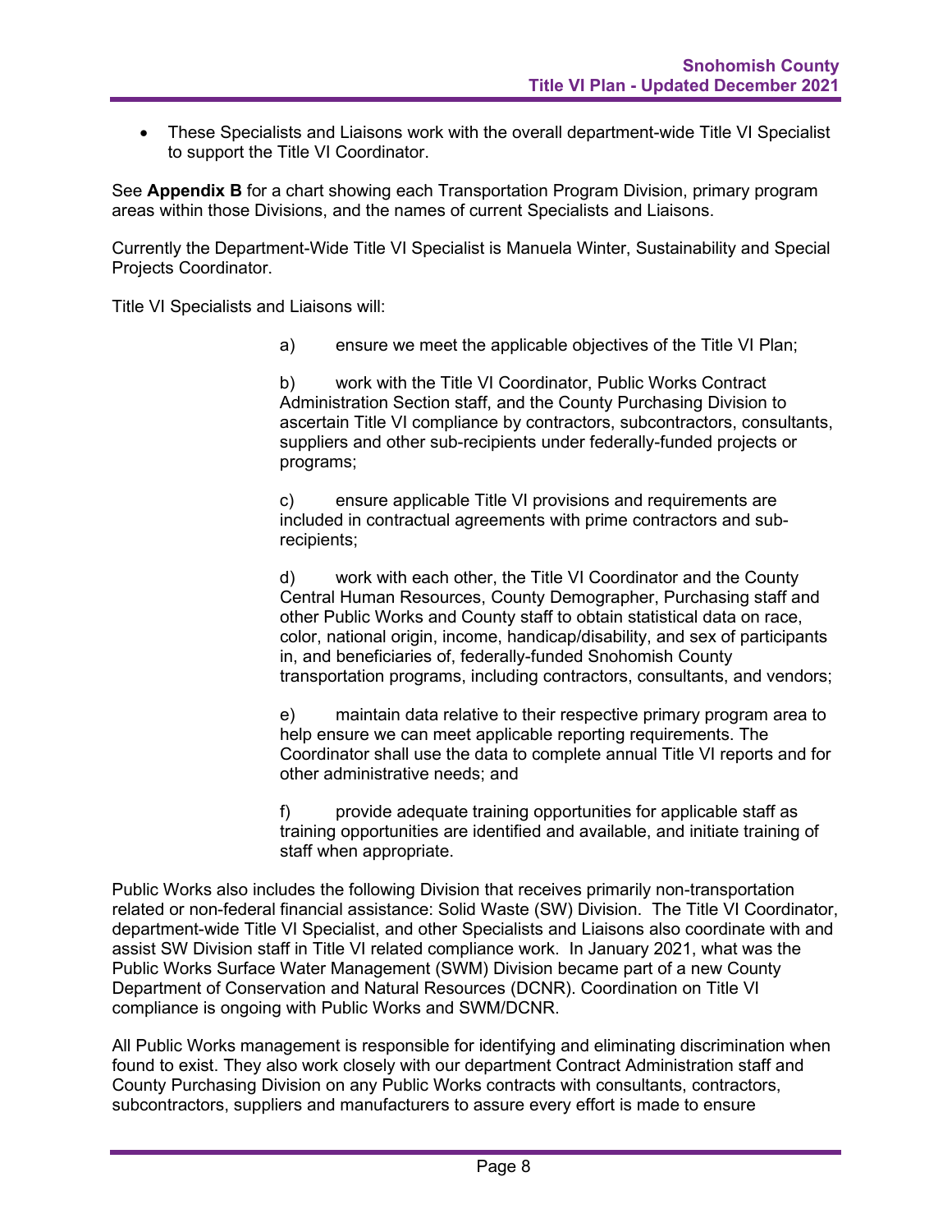- These Specialists and Liaisons work with the overall department-wide Title VI Specialist to support the Title VI Coordinator.

See **Appendix B** for a chart showing each Transportation Program Division, primary program areas within those Divisions, and the names of current Specialists and Liaisons.

Currently the Department-Wide Title VI Specialist is Manuela Winter, Sustainability and Special Projects Coordinator.

Title VI Specialists and Liaisons will:

a) ensure we meet the applicable objectives of the Title VI Plan;

b) work with the Title VI Coordinator, Public Works Contract Administration Section staff, and the County Purchasing Division to ascertain Title VI compliance by contractors, subcontractors, consultants, suppliers and other sub-recipients under federally-funded projects or programs;

c) ensure applicable Title VI provisions and requirements are included in contractual agreements with prime contractors and sub-recipients;

d) work with each other, the Title VI Coordinator and the County Central Human Resources, County Demographer, Purchasing staff and other Public Works and County staff to obtain statistical data on race, color, national origin, income, handicap/disability, and sex of participants in, and beneficiaries of, federally-funded Snohomish County transportation programs, including contractors, consultants, and vendors;

e) maintain data relative to their respective primary program area to help ensure we can meet applicable reporting requirements. The Coordinator shall use the data to complete annual Title VI reports and for other administrative needs; and

f) provide adequate training opportunities for applicable staff as training opportunities are identified and available, and initiate training of staff when appropriate.

Public Works also includes the following Division that receives primarily non-transportation related or non-federal financial assistance: Solid Waste (SW) Division. The Title VI Coordinator, department-wide Title VI Specialist, and other Specialists and Liaisons also coordinate with and assist SW Division staff in Title VI related compliance work. In January 2021, what was the Public Works Surface Water Management (SWM) Division became part of a new County Department of Conservation and Natural Resources (DCNR). Coordination on Title VI compliance is ongoing with Public Works and SWM/DCNR.

All Public Works management is responsible for identifying and eliminating discrimination when found to exist. They also work closely with our department Contract Administration staff and County Purchasing Division on any Public Works contracts with consultants, contractors, subcontractors, suppliers and manufacturers to assure every effort is made to ensure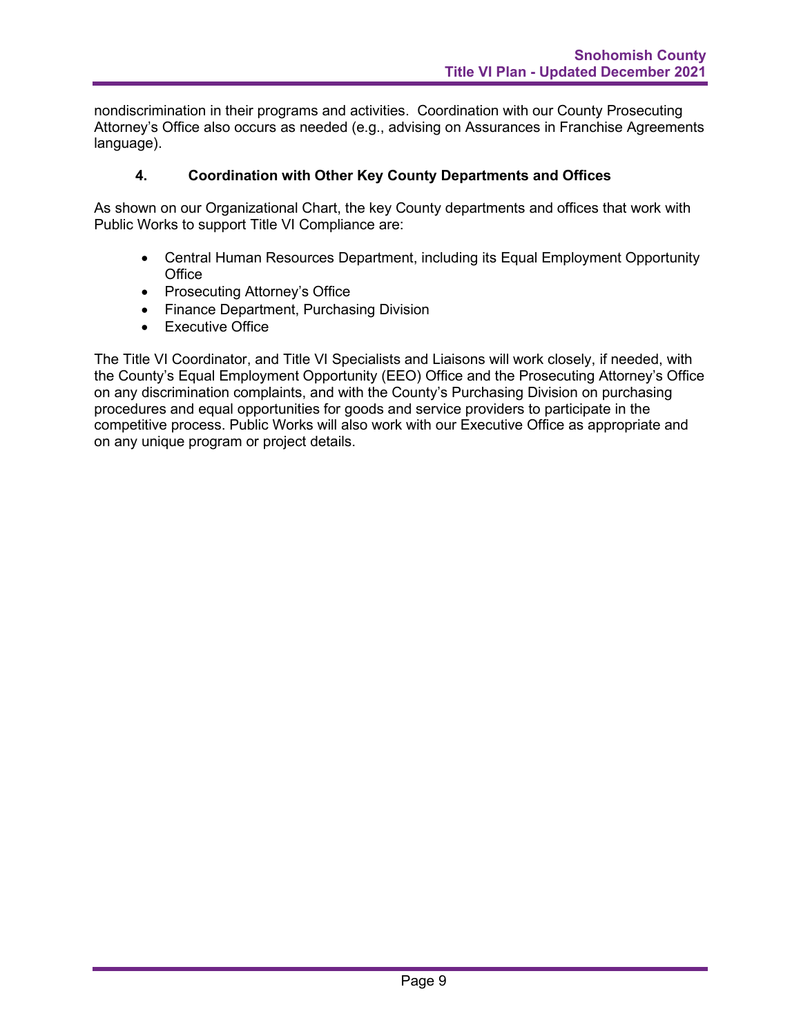nondiscrimination in their programs and activities. Coordination with our County Prosecuting Attorney's Office also occurs as needed (e.g., advising on Assurances in Franchise Agreements language).

### 4. Coordination with Other Key County Departments and Offices

As shown on our Organizational Chart, the key County departments and offices that work with Public Works to support Title VI Compliance are:

- Central Human Resources Department, including its Equal Employment Opportunity Office
- Prosecuting Attorney's Office
- Finance Department, Purchasing Division
- Executive Office

The Title VI Coordinator, and Title VI Specialists and Liaisons will work closely, if needed, with the County's Equal Employment Opportunity (EEO) Office and the Prosecuting Attorney's Office on any discrimination complaints, and with the County's Purchasing Division on purchasing procedures and equal opportunities for goods and service providers to participate in the competitive process. Public Works will also work with our Executive Office as appropriate and on any unique program or project details.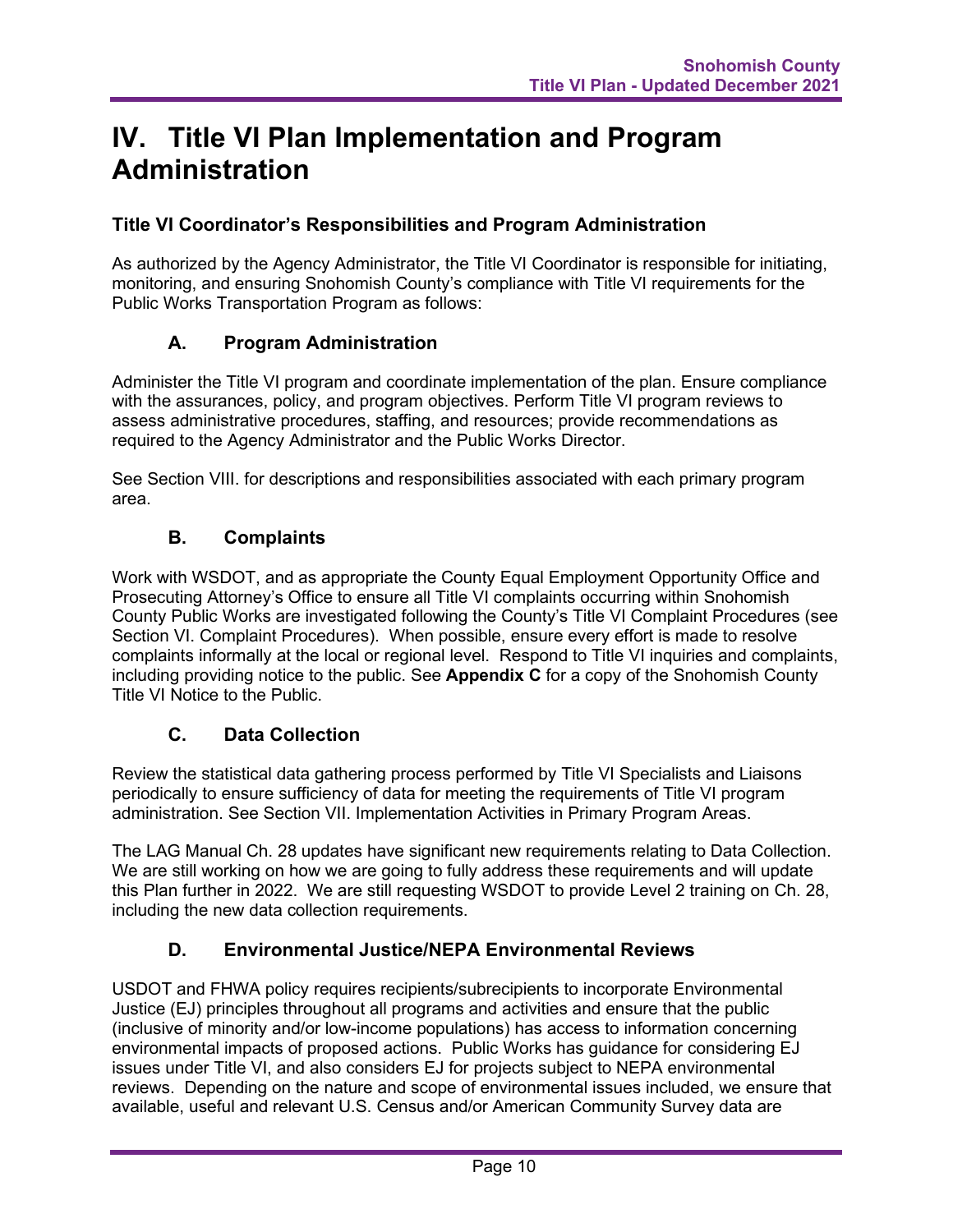# IV. Title VI Plan Implementation and Program Administration

### Title VI Coordinator's Responsibilities and Program Administration

As authorized by the Agency Administrator, the Title VI Coordinator is responsible for initiating, monitoring, and ensuring Snohomish County's compliance with Title VI requirements for the Public Works Transportation Program as follows:

### A. Program Administration

Administer the Title VI program and coordinate implementation of the plan. Ensure compliance with the assurances, policy, and program objectives. Perform Title VI program reviews to assess administrative procedures, staffing, and resources; provide recommendations as required to the Agency Administrator and the Public Works Director.

See Section VIII. for descriptions and responsibilities associated with each primary program area.

### B. Complaints

Work with WSDOT, and as appropriate the County Equal Employment Opportunity Office and Prosecuting Attorney's Office to ensure all Title VI complaints occurring within Snohomish County Public Works are investigated following the County's Title VI Complaint Procedures (see Section VI. Complaint Procedures). When possible, ensure every effort is made to resolve complaints informally at the local or regional level. Respond to Title VI inquiries and complaints, including providing notice to the public. See **Appendix C** for a copy of the Snohomish County Title VI Notice to the Public.

### C. Data Collection

Review the statistical data gathering process performed by Title VI Specialists and Liaisons periodically to ensure sufficiency of data for meeting the requirements of Title VI program administration. See Section VII. Implementation Activities in Primary Program Areas.

The LAG Manual Ch. 28 updates have significant new requirements relating to Data Collection. We are still working on how we are going to fully address these requirements and will update this Plan further in 2022. We are still requesting WSDOT to provide Level 2 training on Ch. 28, including the new data collection requirements.

### D. Environmental Justice/NEPA Environmental Reviews

USDOT and FHWA policy requires recipients/subrecipients to incorporate Environmental Justice (EJ) principles throughout all programs and activities and ensure that the public (inclusive of minority and/or low-income populations) has access to information concerning environmental impacts of proposed actions. Public Works has guidance for considering EJ issues under Title VI, and also considers EJ for projects subject to NEPA environmental reviews. Depending on the nature and scope of environmental issues included, we ensure that available, useful and relevant U.S. Census and/or American Community Survey data are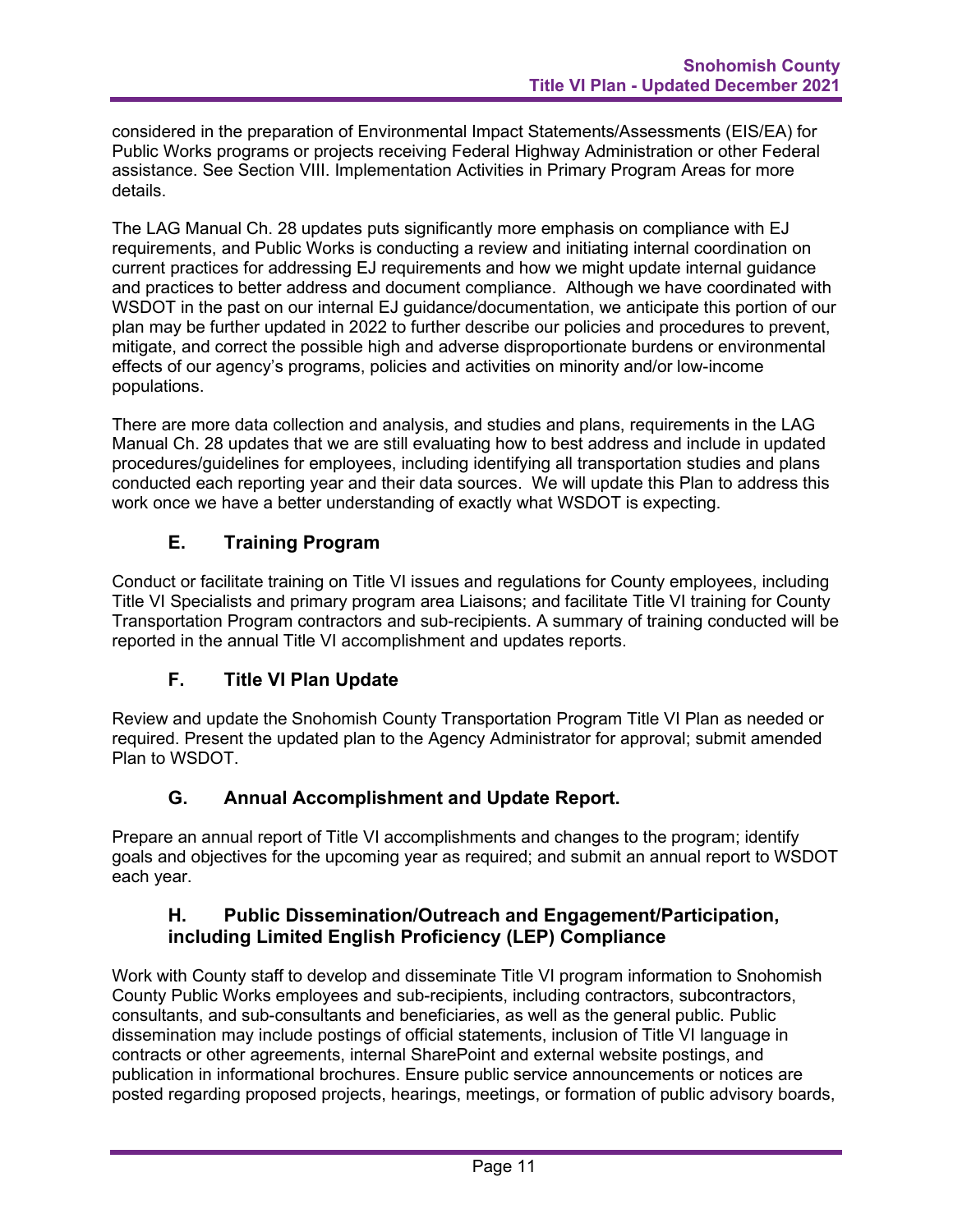considered in the preparation of Environmental Impact Statements/Assessments (EIS/EA) for Public Works programs or projects receiving Federal Highway Administration or other Federal assistance. See Section VIII. Implementation Activities in Primary Program Areas for more details.

The LAG Manual Ch. 28 updates puts significantly more emphasis on compliance with EJ requirements, and Public Works is conducting a review and initiating internal coordination on current practices for addressing EJ requirements and how we might update internal guidance and practices to better address and document compliance. Although we have coordinated with WSDOT in the past on our internal EJ guidance/documentation, we anticipate this portion of our plan may be further updated in 2022 to further describe our policies and procedures to prevent, mitigate, and correct the possible high and adverse disproportionate burdens or environmental effects of our agency's programs, policies and activities on minority and/or low-income populations.

There are more data collection and analysis, and studies and plans, requirements in the LAG Manual Ch. 28 updates that we are still evaluating how to best address and include in updated procedures/guidelines for employees, including identifying all transportation studies and plans conducted each reporting year and their data sources. We will update this Plan to address this work once we have a better understanding of exactly what WSDOT is expecting.

### E. Training Program

Conduct or facilitate training on Title VI issues and regulations for County employees, including Title VI Specialists and primary program area Liaisons; and facilitate Title VI training for County Transportation Program contractors and sub-recipients. A summary of training conducted will be reported in the annual Title VI accomplishment and updates reports.

### F. Title VI Plan Update

Review and update the Snohomish County Transportation Program Title VI Plan as needed or required. Present the updated plan to the Agency Administrator for approval; submit amended Plan to WSDOT.

### G. Annual Accomplishment and Update Report.

Prepare an annual report of Title VI accomplishments and changes to the program; identify goals and objectives for the upcoming year as required; and submit an annual report to WSDOT each year.

### H. Public Dissemination/Outreach and Engagement/Participation, including Limited English Proficiency (LEP) Compliance

Work with County staff to develop and disseminate Title VI program information to Snohomish County Public Works employees and sub-recipients, including contractors, subcontractors, consultants, and sub-consultants and beneficiaries, as well as the general public. Public dissemination may include postings of official statements, inclusion of Title VI language in contracts or other agreements, internal SharePoint and external website postings, and publication in informational brochures. Ensure public service announcements or notices are posted regarding proposed projects, hearings, meetings, or formation of public advisory boards,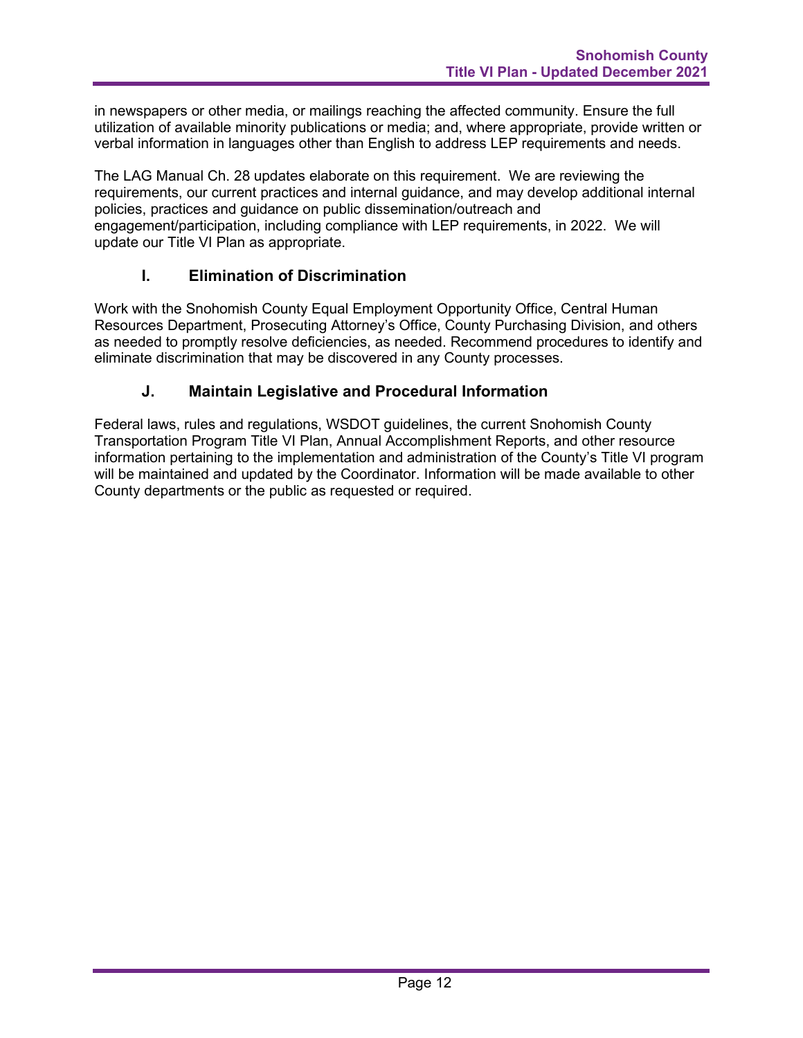in newspapers or other media, or mailings reaching the affected community. Ensure the full utilization of available minority publications or media; and, where appropriate, provide written or verbal information in languages other than English to address LEP requirements and needs.

The LAG Manual Ch. 28 updates elaborate on this requirement. We are reviewing the requirements, our current practices and internal guidance, and may develop additional internal policies, practices and guidance on public dissemination/outreach and engagement/participation, including compliance with LEP requirements, in 2022. We will update our Title VI Plan as appropriate.

### I. Elimination of Discrimination

Work with the Snohomish County Equal Employment Opportunity Office, Central Human Resources Department, Prosecuting Attorney's Office, County Purchasing Division, and others as needed to promptly resolve deficiencies, as needed. Recommend procedures to identify and eliminate discrimination that may be discovered in any County processes.

### J. Maintain Legislative and Procedural Information

Federal laws, rules and regulations, WSDOT guidelines, the current Snohomish County Transportation Program Title VI Plan, Annual Accomplishment Reports, and other resource information pertaining to the implementation and administration of the County's Title VI program will be maintained and updated by the Coordinator. Information will be made available to other County departments or the public as requested or required.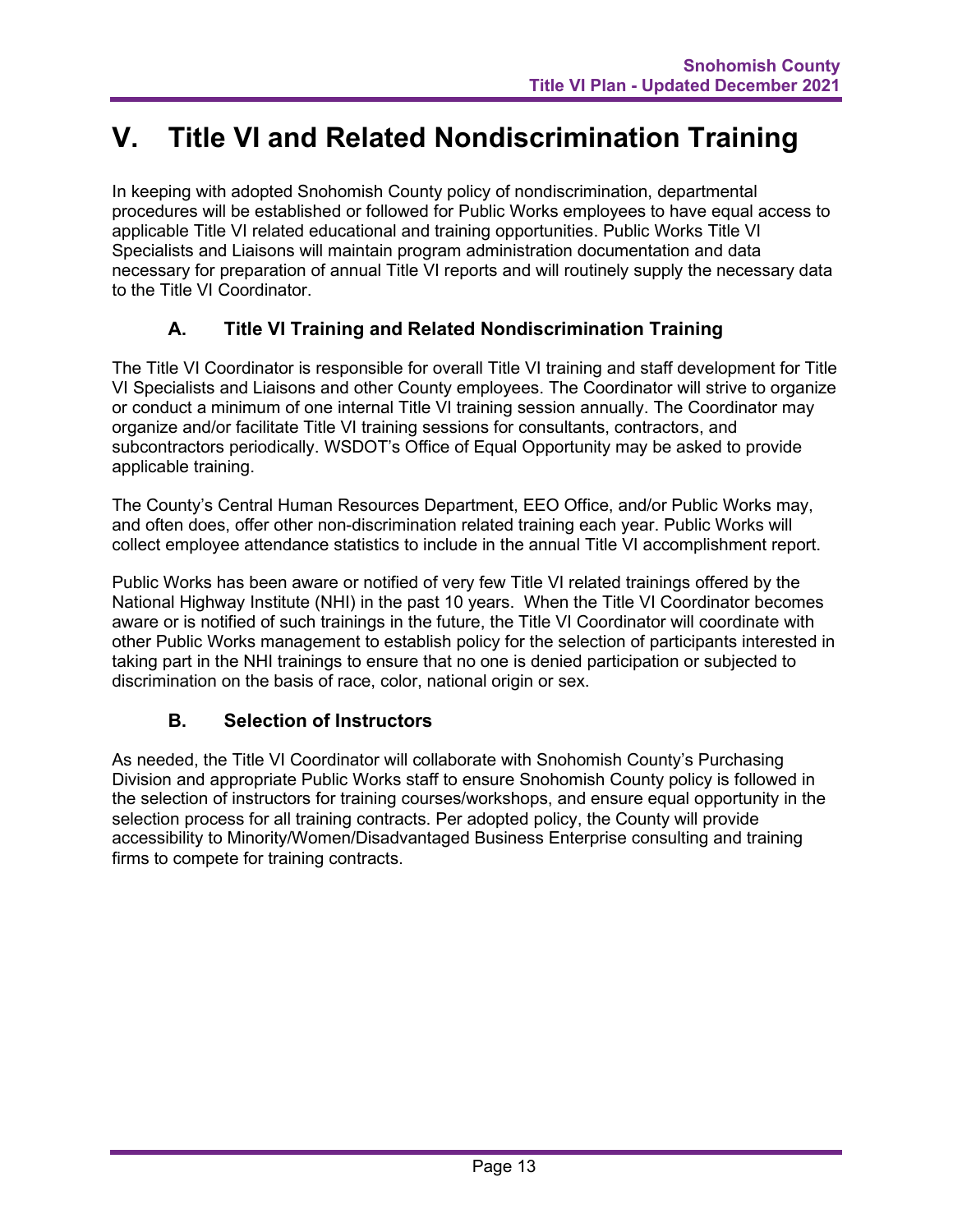# V. Title VI and Related Nondiscrimination Training

In keeping with adopted Snohomish County policy of nondiscrimination, departmental procedures will be established or followed for Public Works employees to have equal access to applicable Title VI related educational and training opportunities. Public Works Title VI Specialists and Liaisons will maintain program administration documentation and data necessary for preparation of annual Title VI reports and will routinely supply the necessary data to the Title VI Coordinator.

## A. Title VI Training and Related Nondiscrimination Training

The Title VI Coordinator is responsible for overall Title VI training and staff development for Title VI Specialists and Liaisons and other County employees. The Coordinator will strive to organize or conduct a minimum of one internal Title VI training session annually. The Coordinator may organize and/or facilitate Title VI training sessions for consultants, contractors, and subcontractors periodically. WSDOT's Office of Equal Opportunity may be asked to provide applicable training.

The County's Central Human Resources Department, EEO Office, and/or Public Works may, and often does, offer other non-discrimination related training each year. Public Works will collect employee attendance statistics to include in the annual Title VI accomplishment report.

Public Works has been aware or notified of very few Title VI related trainings offered by the National Highway Institute (NHI) in the past 10 years. When the Title VI Coordinator becomes aware or is notified of such trainings in the future, the Title VI Coordinator will coordinate with other Public Works management to establish policy for the selection of participants interested in taking part in the NHI trainings to ensure that no one is denied participation or subjected to discrimination on the basis of race, color, national origin or sex.

## B. Selection of Instructors

As needed, the Title VI Coordinator will collaborate with Snohomish County's Purchasing Division and appropriate Public Works staff to ensure Snohomish County policy is followed in the selection of instructors for training courses/workshops, and ensure equal opportunity in the selection process for all training contracts. Per adopted policy, the County will provide accessibility to Minority/Women/Disadvantaged Business Enterprise consulting and training firms to compete for training contracts.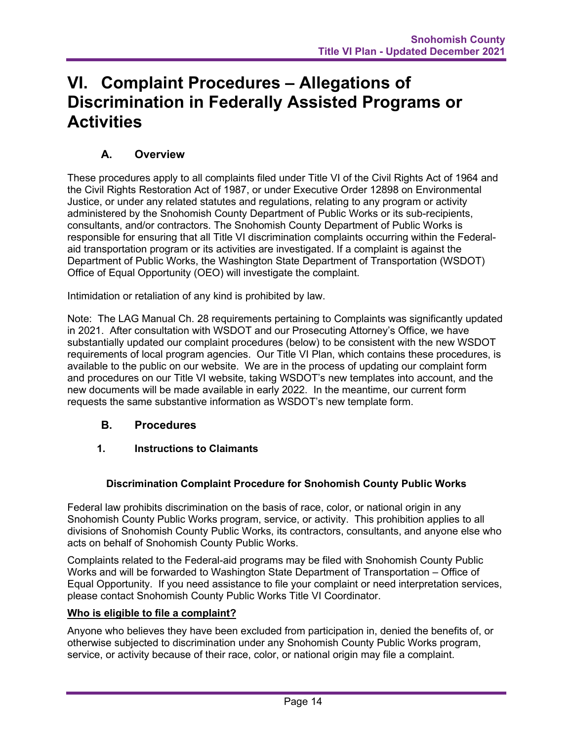# VI. Complaint Procedures – Allegations of Discrimination in Federally Assisted Programs or Activities

## A. Overview

These procedures apply to all complaints filed under Title VI of the Civil Rights Act of 1964 and the Civil Rights Restoration Act of 1987, or under Executive Order 12898 on Environmental Justice, or under any related statutes and regulations, relating to any program or activity administered by the Snohomish County Department of Public Works or its sub-recipients, consultants, and/or contractors. The Snohomish County Department of Public Works is responsible for ensuring that all Title VI discrimination complaints occurring within the Federal-aid transportation program or its activities are investigated. If a complaint is against the Department of Public Works, the Washington State Department of Transportation (WSDOT) Office of Equal Opportunity (OEO) will investigate the complaint.

Intimidation or retaliation of any kind is prohibited by law.

Note: The LAG Manual Ch. 28 requirements pertaining to Complaints was significantly updated in 2021. After consultation with WSDOT and our Prosecuting Attorney's Office, we have substantially updated our complaint procedures (below) to be consistent with the new WSDOT requirements of local program agencies. Our Title VI Plan, which contains these procedures, is available to the public on our website. We are in the process of updating our complaint form and procedures on our Title VI website, taking WSDOT's new templates into account, and the new documents will be made available in early 2022. In the meantime, our current form requests the same substantive information as WSDOT's new template form.

## B. Procedures

### 1. Instructions to Claimants

**Discrimination Complaint Procedure for Snohomish County Public Works**

Federal law prohibits discrimination on the basis of race, color, or national origin in any Snohomish County Public Works program, service, or activity. This prohibition applies to all divisions of Snohomish County Public Works, its contractors, consultants, and anyone else who acts on behalf of Snohomish County Public Works.

Complaints related to the Federal-aid programs may be filed with Snohomish County Public Works and will be forwarded to Washington State Department of Transportation – Office of Equal Opportunity. If you need assistance to file your complaint or need interpretation services, please contact Snohomish County Public Works Title VI Coordinator.

**Who is eligible to file a complaint?**

Anyone who believes they have been excluded from participation in, denied the benefits of, or otherwise subjected to discrimination under any Snohomish County Public Works program, service, or activity because of their race, color, or national origin may file a complaint.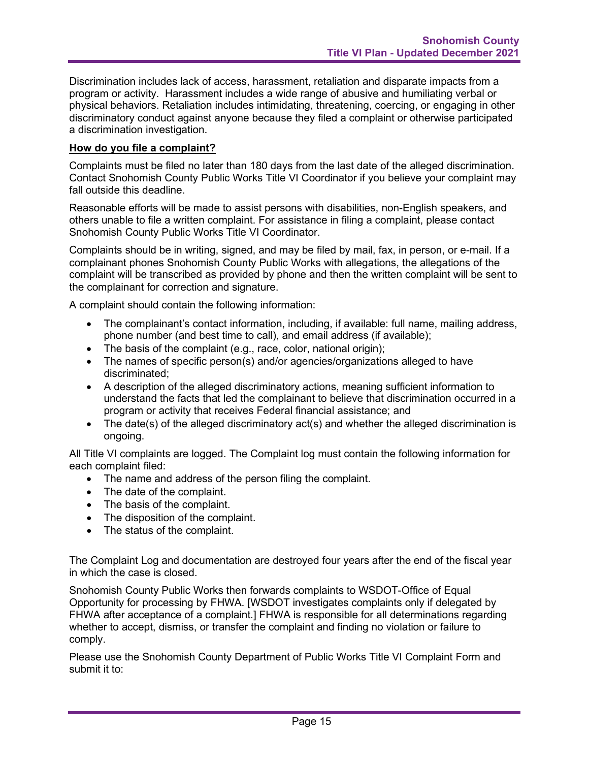Discrimination includes lack of access, harassment, retaliation and disparate impacts from a program or activity. Harassment includes a wide range of abusive and humiliating verbal or physical behaviors. Retaliation includes intimidating, threatening, coercing, or engaging in other discriminatory conduct against anyone because they filed a complaint or otherwise participated a discrimination investigation.

**How do you file a complaint?**

Complaints must be filed no later than 180 days from the last date of the alleged discrimination. Contact Snohomish County Public Works Title VI Coordinator if you believe your complaint may fall outside this deadline.

Reasonable efforts will be made to assist persons with disabilities, non-English speakers, and others unable to file a written complaint. For assistance in filing a complaint, please contact Snohomish County Public Works Title VI Coordinator.

Complaints should be in writing, signed, and may be filed by mail, fax, in person, or e-mail. If a complainant phones Snohomish County Public Works with allegations, the allegations of the complaint will be transcribed as provided by phone and then the written complaint will be sent to the complainant for correction and signature.

A complaint should contain the following information:

- The complainant's contact information, including, if available: full name, mailing address, phone number (and best time to call), and email address (if available);
- The basis of the complaint (e.g., race, color, national origin);
- The names of specific person(s) and/or agencies/organizations alleged to have discriminated;
- A description of the alleged discriminatory actions, meaning sufficient information to understand the facts that led the complainant to believe that discrimination occurred in a program or activity that receives Federal financial assistance; and
- The date(s) of the alleged discriminatory act(s) and whether the alleged discrimination is ongoing.

All Title VI complaints are logged. The Complaint log must contain the following information for each complaint filed:

- The name and address of the person filing the complaint.
- The date of the complaint.
- The basis of the complaint.
- The disposition of the complaint.
- The status of the complaint.

The Complaint Log and documentation are destroyed four years after the end of the fiscal year in which the case is closed.

Snohomish County Public Works then forwards complaints to WSDOT-Office of Equal Opportunity for processing by FHWA. [WSDOT investigates complaints only if delegated by FHWA after acceptance of a complaint.] FHWA is responsible for all determinations regarding whether to accept, dismiss, or transfer the complaint and finding no violation or failure to comply.

Please use the Snohomish County Department of Public Works Title VI Complaint Form and submit it to: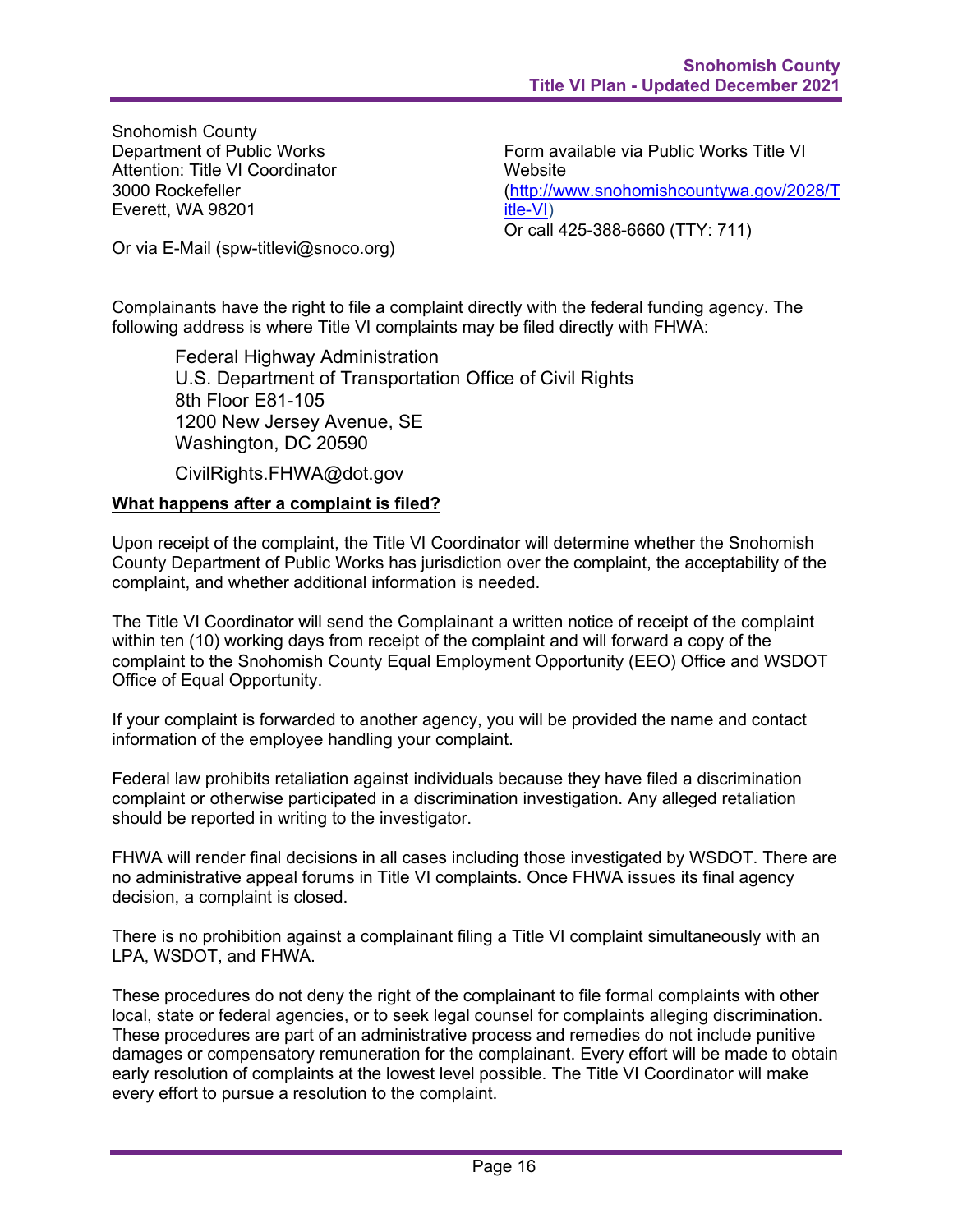Snohomish County
Department of Public Works
Attention: Title VI Coordinator
3000 Rockefeller
Everett, WA 98201

Or via E-Mail (spw-titlevi@snoco.org)

Form available via Public Works Title VI Website
(http://www.snohomishcountywa.gov/2028/Title-VI)
Or call 425-388-6660 (TTY: 711)

Complainants have the right to file a complaint directly with the federal funding agency. The following address is where Title VI complaints may be filed directly with FHWA:

> Federal Highway Administration
> U.S. Department of Transportation Office of Civil Rights
> 8th Floor E81-105
> 1200 New Jersey Avenue, SE
> Washington, DC 20590
>
> CivilRights.FHWA@dot.gov

**What happens after a complaint is filed?**

Upon receipt of the complaint, the Title VI Coordinator will determine whether the Snohomish County Department of Public Works has jurisdiction over the complaint, the acceptability of the complaint, and whether additional information is needed.

The Title VI Coordinator will send the Complainant a written notice of receipt of the complaint within ten (10) working days from receipt of the complaint and will forward a copy of the complaint to the Snohomish County Equal Employment Opportunity (EEO) Office and WSDOT Office of Equal Opportunity.

If your complaint is forwarded to another agency, you will be provided the name and contact information of the employee handling your complaint.

Federal law prohibits retaliation against individuals because they have filed a discrimination complaint or otherwise participated in a discrimination investigation. Any alleged retaliation should be reported in writing to the investigator.

FHWA will render final decisions in all cases including those investigated by WSDOT. There are no administrative appeal forums in Title VI complaints. Once FHWA issues its final agency decision, a complaint is closed.

There is no prohibition against a complainant filing a Title VI complaint simultaneously with an LPA, WSDOT, and FHWA.

These procedures do not deny the right of the complainant to file formal complaints with other local, state or federal agencies, or to seek legal counsel for complaints alleging discrimination. These procedures are part of an administrative process and remedies do not include punitive damages or compensatory remuneration for the complainant. Every effort will be made to obtain early resolution of complaints at the lowest level possible. The Title VI Coordinator will make every effort to pursue a resolution to the complaint.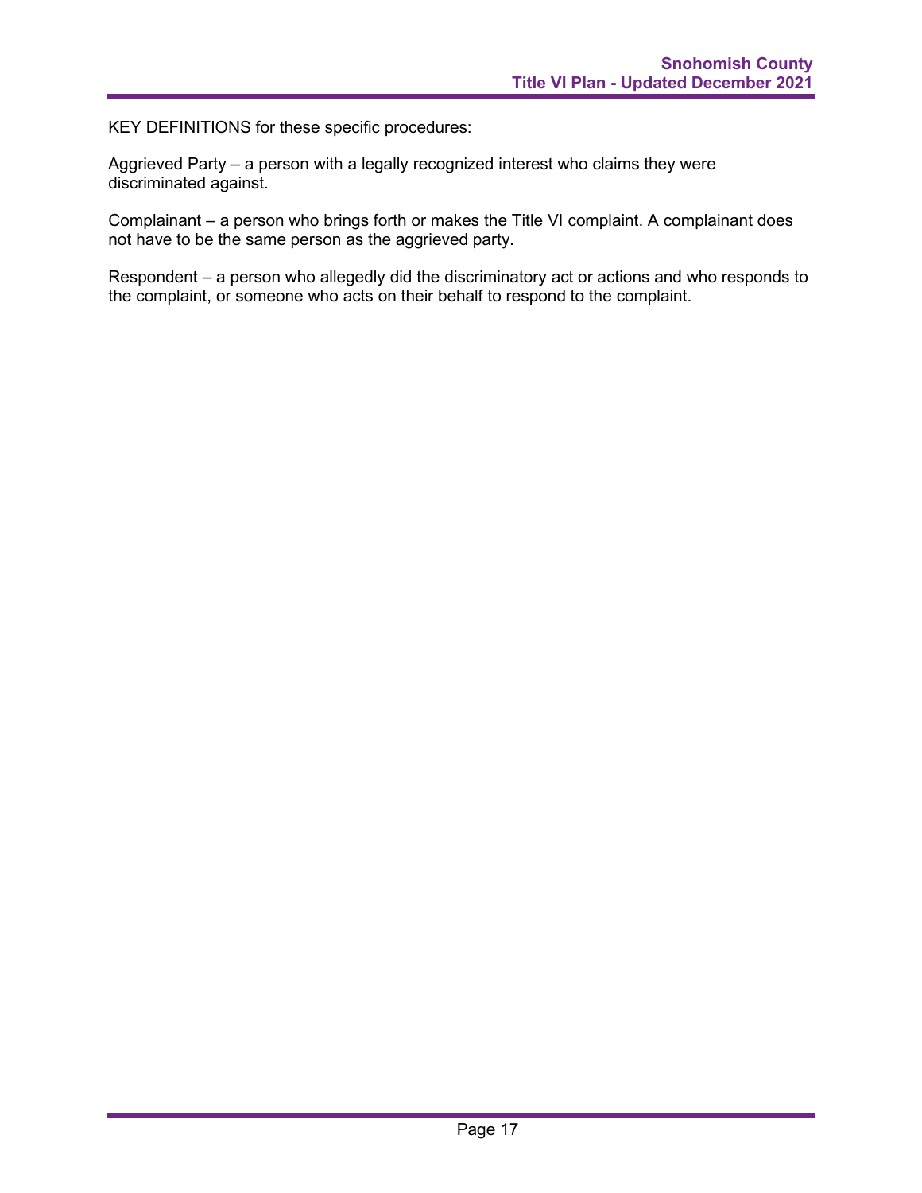KEY DEFINITIONS for these specific procedures:

Aggrieved Party – a person with a legally recognized interest who claims they were discriminated against.

Complainant – a person who brings forth or makes the Title VI complaint. A complainant does not have to be the same person as the aggrieved party.

Respondent – a person who allegedly did the discriminatory act or actions and who responds to the complaint, or someone who acts on their behalf to respond to the complaint.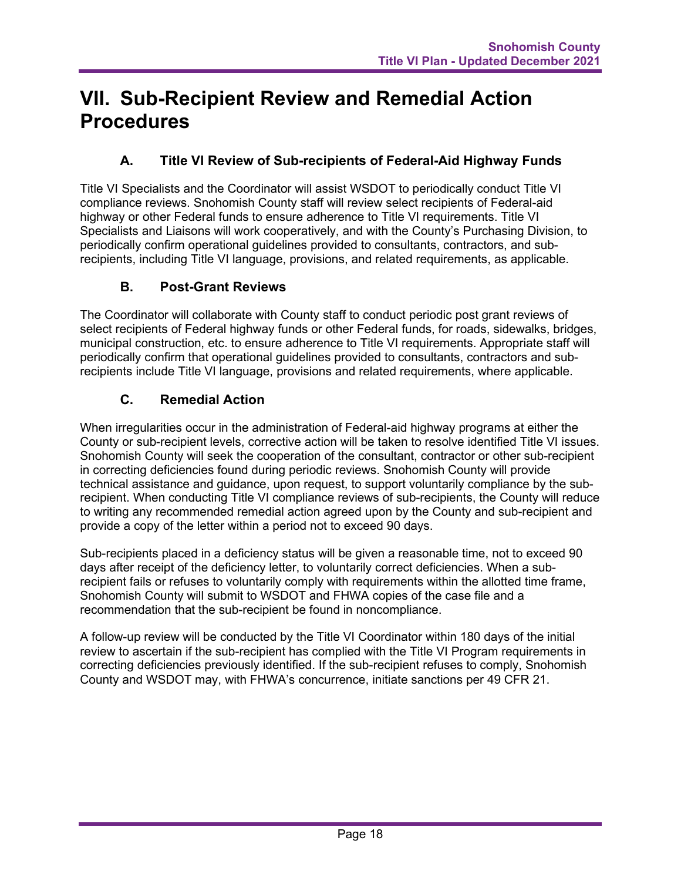# VII. Sub-Recipient Review and Remedial Action Procedures

## A. Title VI Review of Sub-recipients of Federal-Aid Highway Funds

Title VI Specialists and the Coordinator will assist WSDOT to periodically conduct Title VI compliance reviews. Snohomish County staff will review select recipients of Federal-aid highway or other Federal funds to ensure adherence to Title VI requirements. Title VI Specialists and Liaisons will work cooperatively, and with the County's Purchasing Division, to periodically confirm operational guidelines provided to consultants, contractors, and sub-recipients, including Title VI language, provisions, and related requirements, as applicable.

## B. Post-Grant Reviews

The Coordinator will collaborate with County staff to conduct periodic post grant reviews of select recipients of Federal highway funds or other Federal funds, for roads, sidewalks, bridges, municipal construction, etc. to ensure adherence to Title VI requirements. Appropriate staff will periodically confirm that operational guidelines provided to consultants, contractors and sub-recipients include Title VI language, provisions and related requirements, where applicable.

## C. Remedial Action

When irregularities occur in the administration of Federal-aid highway programs at either the County or sub-recipient levels, corrective action will be taken to resolve identified Title VI issues. Snohomish County will seek the cooperation of the consultant, contractor or other sub-recipient in correcting deficiencies found during periodic reviews. Snohomish County will provide technical assistance and guidance, upon request, to support voluntarily compliance by the sub-recipient. When conducting Title VI compliance reviews of sub-recipients, the County will reduce to writing any recommended remedial action agreed upon by the County and sub-recipient and provide a copy of the letter within a period not to exceed 90 days.

Sub-recipients placed in a deficiency status will be given a reasonable time, not to exceed 90 days after receipt of the deficiency letter, to voluntarily correct deficiencies. When a sub-recipient fails or refuses to voluntarily comply with requirements within the allotted time frame, Snohomish County will submit to WSDOT and FHWA copies of the case file and a recommendation that the sub-recipient be found in noncompliance.

A follow-up review will be conducted by the Title VI Coordinator within 180 days of the initial review to ascertain if the sub-recipient has complied with the Title VI Program requirements in correcting deficiencies previously identified. If the sub-recipient refuses to comply, Snohomish County and WSDOT may, with FHWA's concurrence, initiate sanctions per 49 CFR 21.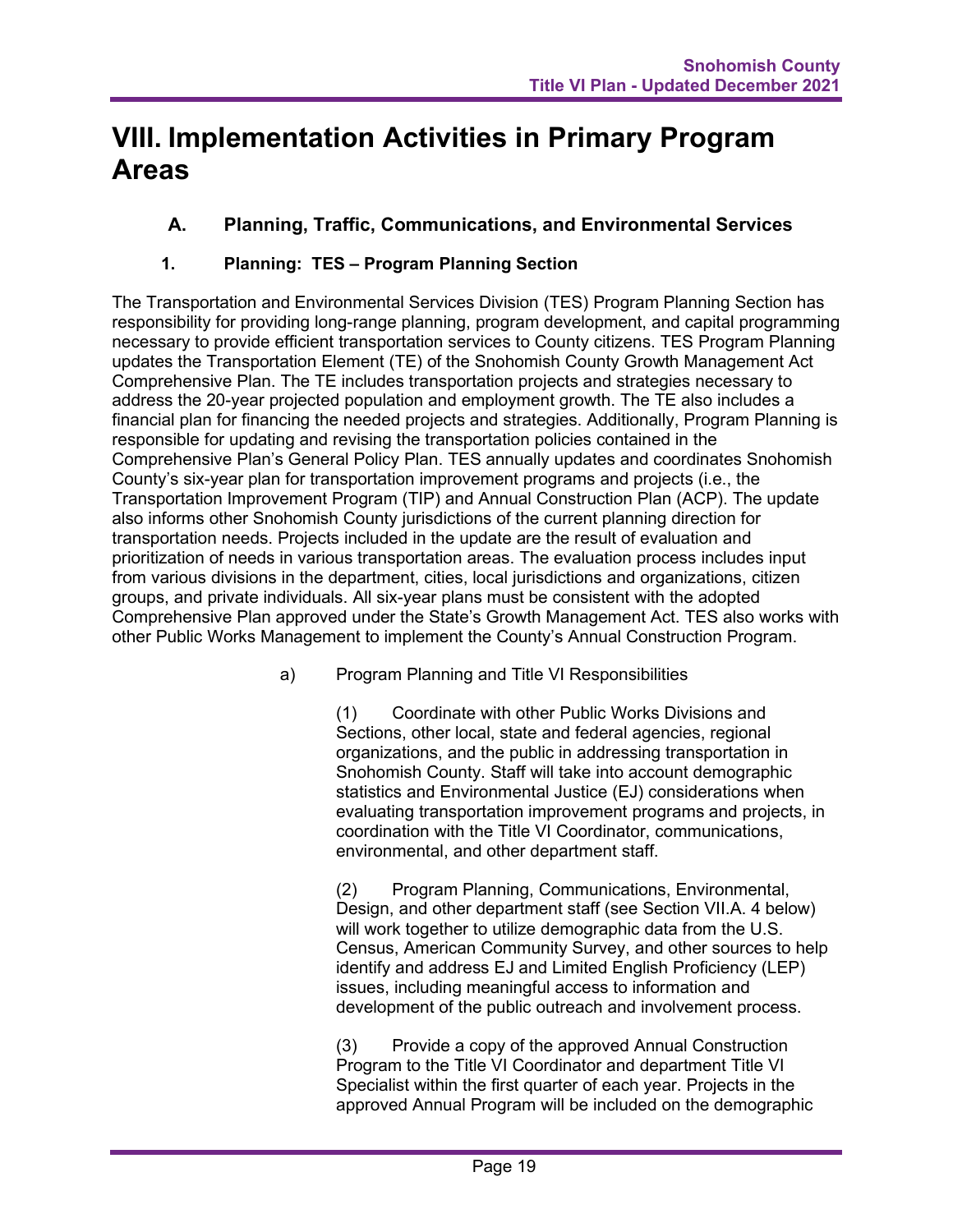# VIII. Implementation Activities in Primary Program Areas

## A. Planning, Traffic, Communications, and Environmental Services

### 1. Planning: TES – Program Planning Section

The Transportation and Environmental Services Division (TES) Program Planning Section has responsibility for providing long-range planning, program development, and capital programming necessary to provide efficient transportation services to County citizens. TES Program Planning updates the Transportation Element (TE) of the Snohomish County Growth Management Act Comprehensive Plan. The TE includes transportation projects and strategies necessary to address the 20-year projected population and employment growth. The TE also includes a financial plan for financing the needed projects and strategies. Additionally, Program Planning is responsible for updating and revising the transportation policies contained in the Comprehensive Plan's General Policy Plan. TES annually updates and coordinates Snohomish County's six-year plan for transportation improvement programs and projects (i.e., the Transportation Improvement Program (TIP) and Annual Construction Plan (ACP). The update also informs other Snohomish County jurisdictions of the current planning direction for transportation needs. Projects included in the update are the result of evaluation and prioritization of needs in various transportation areas. The evaluation process includes input from various divisions in the department, cities, local jurisdictions and organizations, citizen groups, and private individuals. All six-year plans must be consistent with the adopted Comprehensive Plan approved under the State's Growth Management Act. TES also works with other Public Works Management to implement the County's Annual Construction Program.

a) Program Planning and Title VI Responsibilities

(1) Coordinate with other Public Works Divisions and Sections, other local, state and federal agencies, regional organizations, and the public in addressing transportation in Snohomish County. Staff will take into account demographic statistics and Environmental Justice (EJ) considerations when evaluating transportation improvement programs and projects, in coordination with the Title VI Coordinator, communications, environmental, and other department staff.

(2) Program Planning, Communications, Environmental, Design, and other department staff (see Section VII.A. 4 below) will work together to utilize demographic data from the U.S. Census, American Community Survey, and other sources to help identify and address EJ and Limited English Proficiency (LEP) issues, including meaningful access to information and development of the public outreach and involvement process.

(3) Provide a copy of the approved Annual Construction Program to the Title VI Coordinator and department Title VI Specialist within the first quarter of each year. Projects in the approved Annual Program will be included on the demographic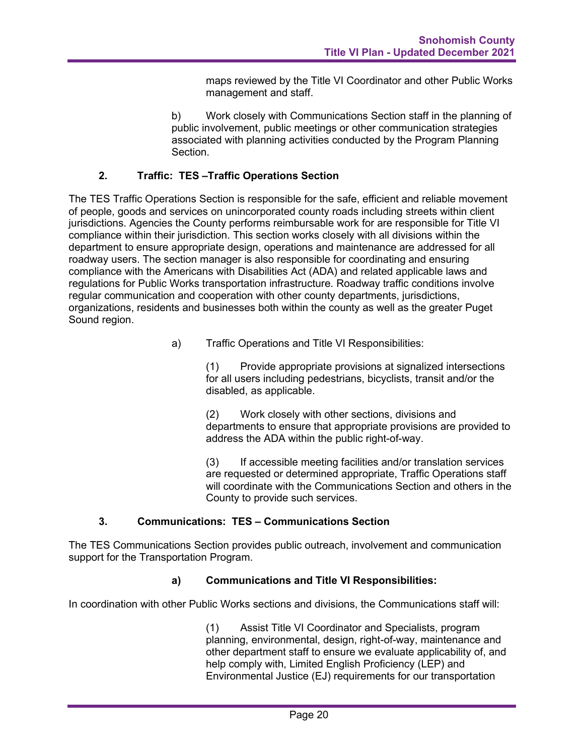maps reviewed by the Title VI Coordinator and other Public Works management and staff.

b) Work closely with Communications Section staff in the planning of public involvement, public meetings or other communication strategies associated with planning activities conducted by the Program Planning Section.

### 2. Traffic: TES –Traffic Operations Section

The TES Traffic Operations Section is responsible for the safe, efficient and reliable movement of people, goods and services on unincorporated county roads including streets within client jurisdictions. Agencies the County performs reimbursable work for are responsible for Title VI compliance within their jurisdiction. This section works closely with all divisions within the department to ensure appropriate design, operations and maintenance are addressed for all roadway users. The section manager is also responsible for coordinating and ensuring compliance with the Americans with Disabilities Act (ADA) and related applicable laws and regulations for Public Works transportation infrastructure. Roadway traffic conditions involve regular communication and cooperation with other county departments, jurisdictions, organizations, residents and businesses both within the county as well as the greater Puget Sound region.

a) Traffic Operations and Title VI Responsibilities:

(1) Provide appropriate provisions at signalized intersections for all users including pedestrians, bicyclists, transit and/or the disabled, as applicable.

(2) Work closely with other sections, divisions and departments to ensure that appropriate provisions are provided to address the ADA within the public right-of-way.

(3) If accessible meeting facilities and/or translation services are requested or determined appropriate, Traffic Operations staff will coordinate with the Communications Section and others in the County to provide such services.

### 3. Communications: TES – Communications Section

The TES Communications Section provides public outreach, involvement and communication support for the Transportation Program.

**a) Communications and Title VI Responsibilities:**

In coordination with other Public Works sections and divisions, the Communications staff will:

(1) Assist Title VI Coordinator and Specialists, program planning, environmental, design, right-of-way, maintenance and other department staff to ensure we evaluate applicability of, and help comply with, Limited English Proficiency (LEP) and Environmental Justice (EJ) requirements for our transportation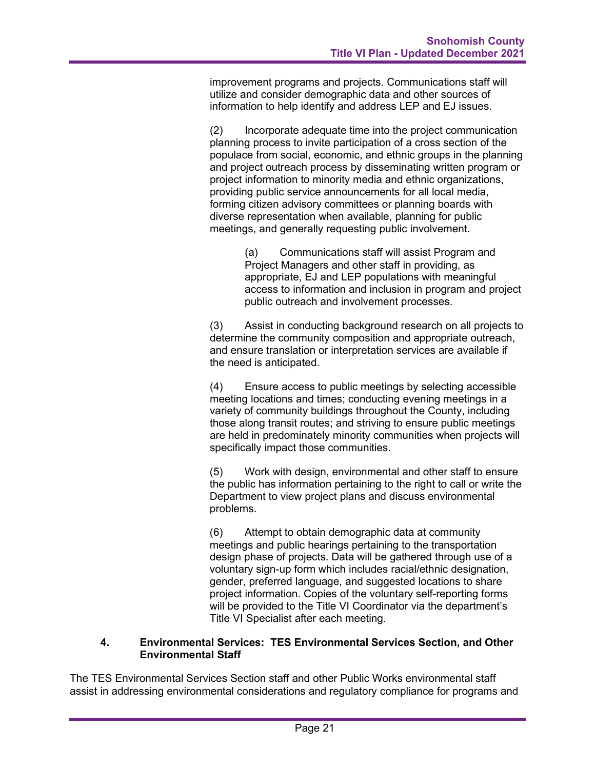improvement programs and projects. Communications staff will utilize and consider demographic data and other sources of information to help identify and address LEP and EJ issues.

(2) Incorporate adequate time into the project communication planning process to invite participation of a cross section of the populace from social, economic, and ethnic groups in the planning and project outreach process by disseminating written program or project information to minority media and ethnic organizations, providing public service announcements for all local media, forming citizen advisory committees or planning boards with diverse representation when available, planning for public meetings, and generally requesting public involvement.

> (a) Communications staff will assist Program and Project Managers and other staff in providing, as appropriate, EJ and LEP populations with meaningful access to information and inclusion in program and project public outreach and involvement processes.

(3) Assist in conducting background research on all projects to determine the community composition and appropriate outreach, and ensure translation or interpretation services are available if the need is anticipated.

(4) Ensure access to public meetings by selecting accessible meeting locations and times; conducting evening meetings in a variety of community buildings throughout the County, including those along transit routes; and striving to ensure public meetings are held in predominately minority communities when projects will specifically impact those communities.

(5) Work with design, environmental and other staff to ensure the public has information pertaining to the right to call or write the Department to view project plans and discuss environmental problems.

(6) Attempt to obtain demographic data at community meetings and public hearings pertaining to the transportation design phase of projects. Data will be gathered through use of a voluntary sign-up form which includes racial/ethnic designation, gender, preferred language, and suggested locations to share project information. Copies of the voluntary self-reporting forms will be provided to the Title VI Coordinator via the department's Title VI Specialist after each meeting.

### 4. Environmental Services: TES Environmental Services Section, and Other Environmental Staff

The TES Environmental Services Section staff and other Public Works environmental staff assist in addressing environmental considerations and regulatory compliance for programs and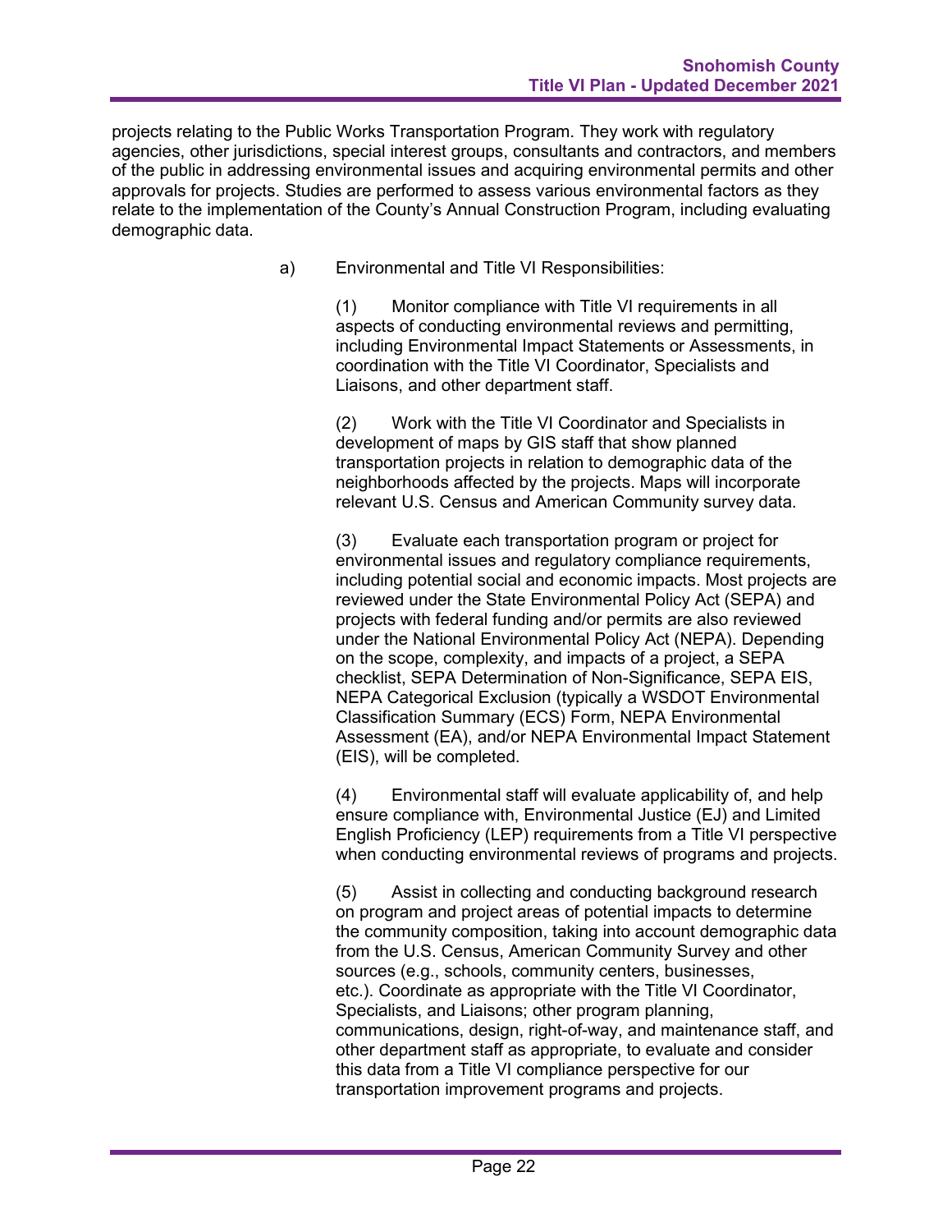projects relating to the Public Works Transportation Program. They work with regulatory agencies, other jurisdictions, special interest groups, consultants and contractors, and members of the public in addressing environmental issues and acquiring environmental permits and other approvals for projects. Studies are performed to assess various environmental factors as they relate to the implementation of the County's Annual Construction Program, including evaluating demographic data.

a) Environmental and Title VI Responsibilities:

(1) Monitor compliance with Title VI requirements in all aspects of conducting environmental reviews and permitting, including Environmental Impact Statements or Assessments, in coordination with the Title VI Coordinator, Specialists and Liaisons, and other department staff.

(2) Work with the Title VI Coordinator and Specialists in development of maps by GIS staff that show planned transportation projects in relation to demographic data of the neighborhoods affected by the projects. Maps will incorporate relevant U.S. Census and American Community survey data.

(3) Evaluate each transportation program or project for environmental issues and regulatory compliance requirements, including potential social and economic impacts. Most projects are reviewed under the State Environmental Policy Act (SEPA) and projects with federal funding and/or permits are also reviewed under the National Environmental Policy Act (NEPA). Depending on the scope, complexity, and impacts of a project, a SEPA checklist, SEPA Determination of Non-Significance, SEPA EIS, NEPA Categorical Exclusion (typically a WSDOT Environmental Classification Summary (ECS) Form, NEPA Environmental Assessment (EA), and/or NEPA Environmental Impact Statement (EIS), will be completed.

(4) Environmental staff will evaluate applicability of, and help ensure compliance with, Environmental Justice (EJ) and Limited English Proficiency (LEP) requirements from a Title VI perspective when conducting environmental reviews of programs and projects.

(5) Assist in collecting and conducting background research on program and project areas of potential impacts to determine the community composition, taking into account demographic data from the U.S. Census, American Community Survey and other sources (e.g., schools, community centers, businesses, etc.). Coordinate as appropriate with the Title VI Coordinator, Specialists, and Liaisons; other program planning, communications, design, right-of-way, and maintenance staff, and other department staff as appropriate, to evaluate and consider this data from a Title VI compliance perspective for our transportation improvement programs and projects.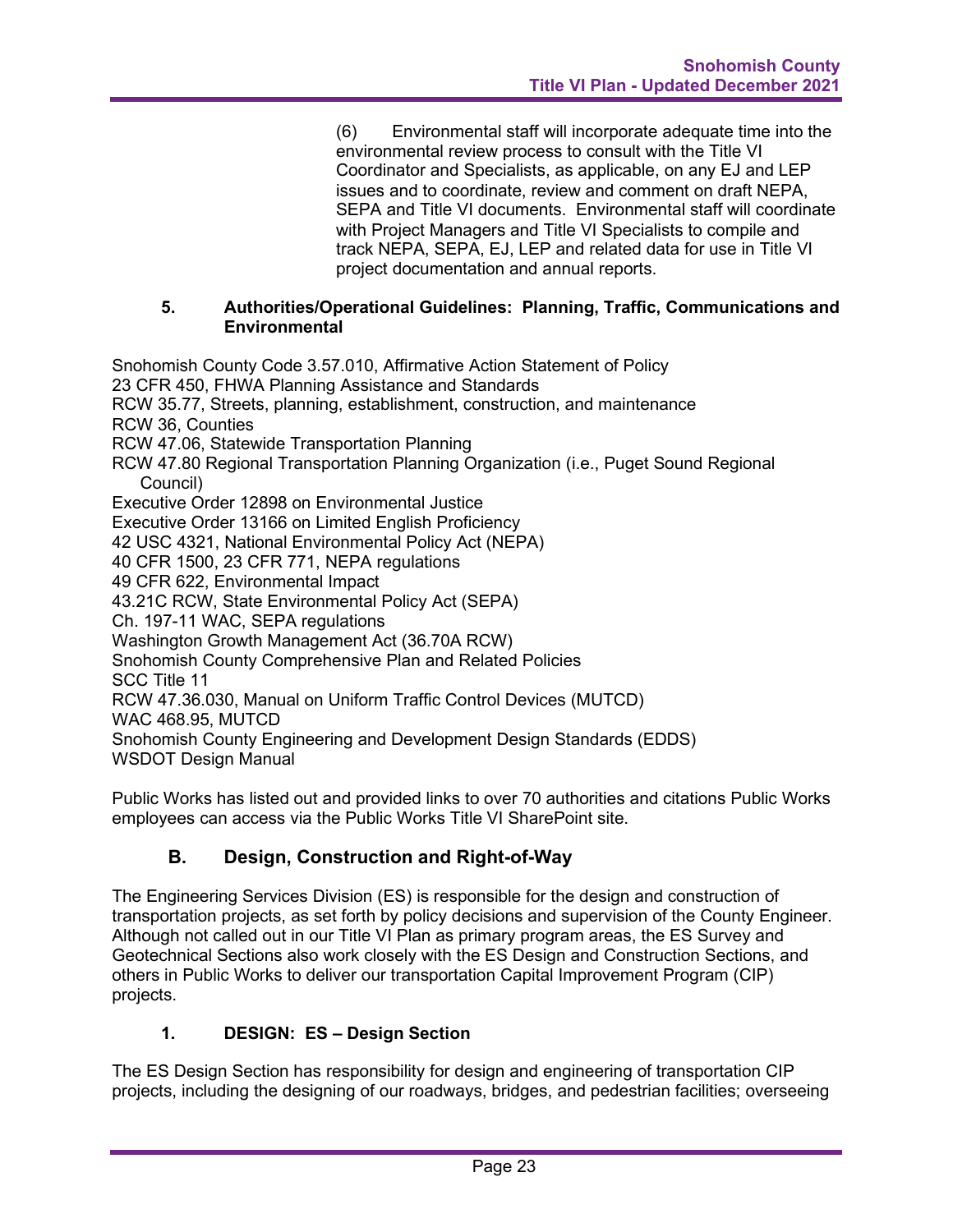(6) Environmental staff will incorporate adequate time into the environmental review process to consult with the Title VI Coordinator and Specialists, as applicable, on any EJ and LEP issues and to coordinate, review and comment on draft NEPA, SEPA and Title VI documents. Environmental staff will coordinate with Project Managers and Title VI Specialists to compile and track NEPA, SEPA, EJ, LEP and related data for use in Title VI project documentation and annual reports.

#### 5. Authorities/Operational Guidelines: Planning, Traffic, Communications and Environmental

Snohomish County Code 3.57.010, Affirmative Action Statement of Policy
23 CFR 450, FHWA Planning Assistance and Standards
RCW 35.77, Streets, planning, establishment, construction, and maintenance
RCW 36, Counties
RCW 47.06, Statewide Transportation Planning
RCW 47.80 Regional Transportation Planning Organization (i.e., Puget Sound Regional Council)
Executive Order 12898 on Environmental Justice
Executive Order 13166 on Limited English Proficiency
42 USC 4321, National Environmental Policy Act (NEPA)
40 CFR 1500, 23 CFR 771, NEPA regulations
49 CFR 622, Environmental Impact
43.21C RCW, State Environmental Policy Act (SEPA)
Ch. 197-11 WAC, SEPA regulations
Washington Growth Management Act (36.70A RCW)
Snohomish County Comprehensive Plan and Related Policies
SCC Title 11
RCW 47.36.030, Manual on Uniform Traffic Control Devices (MUTCD)
WAC 468.95, MUTCD
Snohomish County Engineering and Development Design Standards (EDDS)
WSDOT Design Manual

Public Works has listed out and provided links to over 70 authorities and citations Public Works employees can access via the Public Works Title VI SharePoint site.

## B. Design, Construction and Right-of-Way

The Engineering Services Division (ES) is responsible for the design and construction of transportation projects, as set forth by policy decisions and supervision of the County Engineer. Although not called out in our Title VI Plan as primary program areas, the ES Survey and Geotechnical Sections also work closely with the ES Design and Construction Sections, and others in Public Works to deliver our transportation Capital Improvement Program (CIP) projects.

### 1. DESIGN: ES – Design Section

The ES Design Section has responsibility for design and engineering of transportation CIP projects, including the designing of our roadways, bridges, and pedestrian facilities; overseeing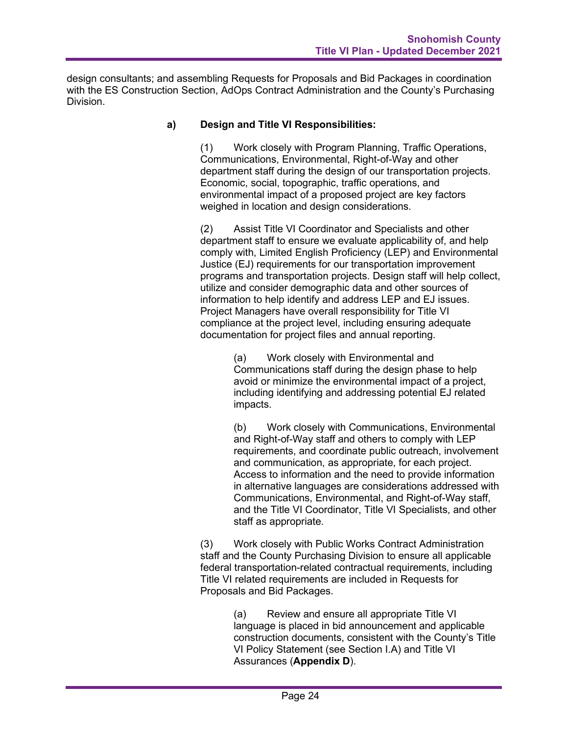design consultants; and assembling Requests for Proposals and Bid Packages in coordination with the ES Construction Section, AdOps Contract Administration and the County's Purchasing Division.

**a) Design and Title VI Responsibilities:**

(1) Work closely with Program Planning, Traffic Operations, Communications, Environmental, Right-of-Way and other department staff during the design of our transportation projects. Economic, social, topographic, traffic operations, and environmental impact of a proposed project are key factors weighed in location and design considerations.

(2) Assist Title VI Coordinator and Specialists and other department staff to ensure we evaluate applicability of, and help comply with, Limited English Proficiency (LEP) and Environmental Justice (EJ) requirements for our transportation improvement programs and transportation projects. Design staff will help collect, utilize and consider demographic data and other sources of information to help identify and address LEP and EJ issues. Project Managers have overall responsibility for Title VI compliance at the project level, including ensuring adequate documentation for project files and annual reporting.

(a) Work closely with Environmental and Communications staff during the design phase to help avoid or minimize the environmental impact of a project, including identifying and addressing potential EJ related impacts.

(b) Work closely with Communications, Environmental and Right-of-Way staff and others to comply with LEP requirements, and coordinate public outreach, involvement and communication, as appropriate, for each project. Access to information and the need to provide information in alternative languages are considerations addressed with Communications, Environmental, and Right-of-Way staff, and the Title VI Coordinator, Title VI Specialists, and other staff as appropriate.

(3) Work closely with Public Works Contract Administration staff and the County Purchasing Division to ensure all applicable federal transportation-related contractual requirements, including Title VI related requirements are included in Requests for Proposals and Bid Packages.

(a) Review and ensure all appropriate Title VI language is placed in bid announcement and applicable construction documents, consistent with the County's Title VI Policy Statement (see Section I.A) and Title VI Assurances (**Appendix D**).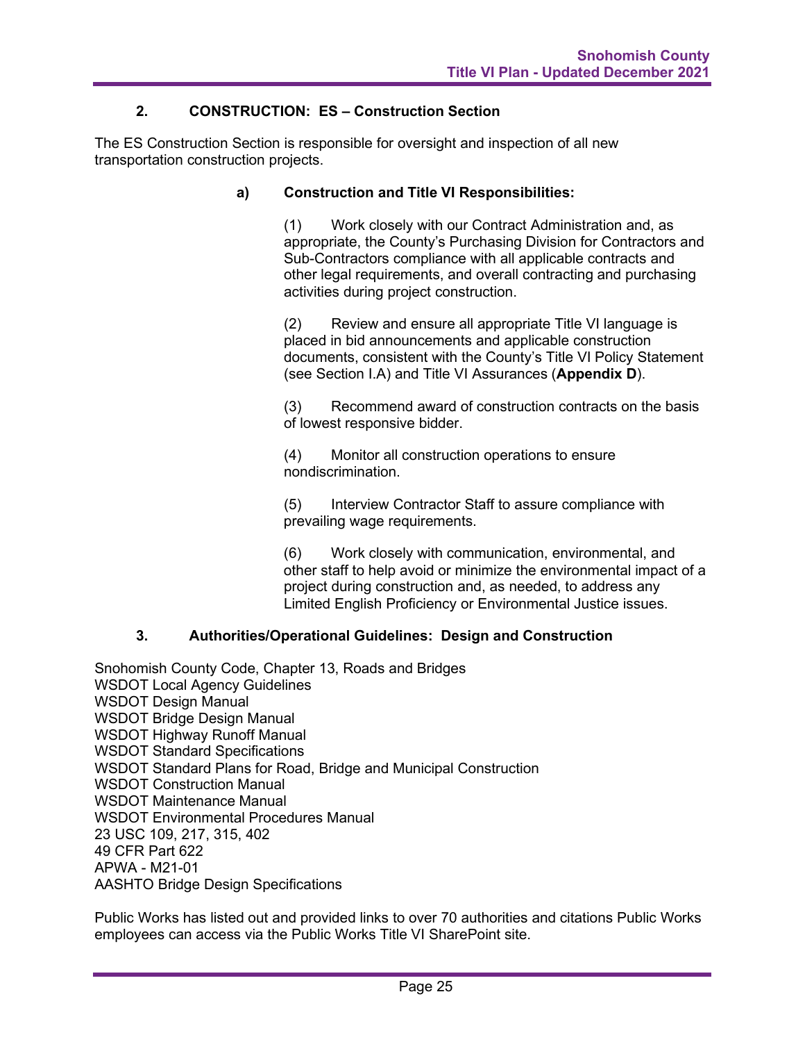### 2. CONSTRUCTION: ES – Construction Section

The ES Construction Section is responsible for oversight and inspection of all new transportation construction projects.

#### a) Construction and Title VI Responsibilities:

(1) Work closely with our Contract Administration and, as appropriate, the County's Purchasing Division for Contractors and Sub-Contractors compliance with all applicable contracts and other legal requirements, and overall contracting and purchasing activities during project construction.

(2) Review and ensure all appropriate Title VI language is placed in bid announcements and applicable construction documents, consistent with the County's Title VI Policy Statement (see Section I.A) and Title VI Assurances (**Appendix D**).

(3) Recommend award of construction contracts on the basis of lowest responsive bidder.

(4) Monitor all construction operations to ensure nondiscrimination.

(5) Interview Contractor Staff to assure compliance with prevailing wage requirements.

(6) Work closely with communication, environmental, and other staff to help avoid or minimize the environmental impact of a project during construction and, as needed, to address any Limited English Proficiency or Environmental Justice issues.

### 3. Authorities/Operational Guidelines: Design and Construction

Snohomish County Code, Chapter 13, Roads and Bridges
WSDOT Local Agency Guidelines
WSDOT Design Manual
WSDOT Bridge Design Manual
WSDOT Highway Runoff Manual
WSDOT Standard Specifications
WSDOT Standard Plans for Road, Bridge and Municipal Construction
WSDOT Construction Manual
WSDOT Maintenance Manual
WSDOT Environmental Procedures Manual
23 USC 109, 217, 315, 402
49 CFR Part 622
APWA - M21-01
AASHTO Bridge Design Specifications

Public Works has listed out and provided links to over 70 authorities and citations Public Works employees can access via the Public Works Title VI SharePoint site.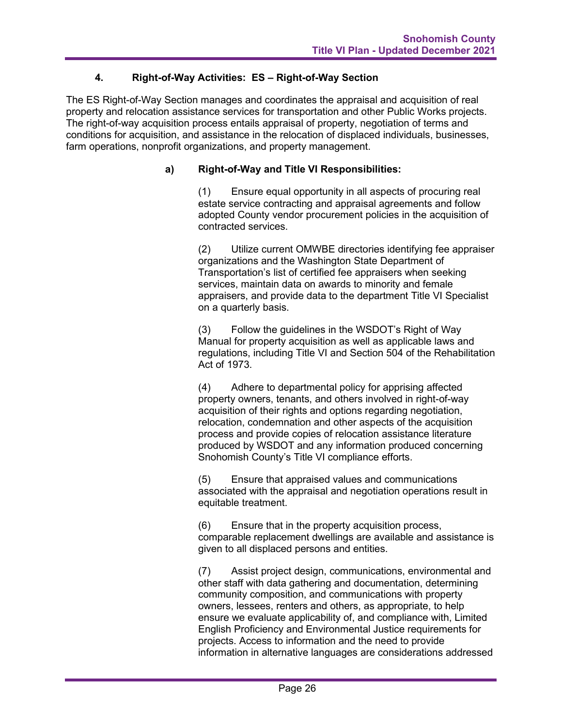### 4. Right-of-Way Activities: ES – Right-of-Way Section

The ES Right-of-Way Section manages and coordinates the appraisal and acquisition of real property and relocation assistance services for transportation and other Public Works projects. The right-of-way acquisition process entails appraisal of property, negotiation of terms and conditions for acquisition, and assistance in the relocation of displaced individuals, businesses, farm operations, nonprofit organizations, and property management.

#### a) Right-of-Way and Title VI Responsibilities:

(1) Ensure equal opportunity in all aspects of procuring real estate service contracting and appraisal agreements and follow adopted County vendor procurement policies in the acquisition of contracted services.

(2) Utilize current OMWBE directories identifying fee appraiser organizations and the Washington State Department of Transportation's list of certified fee appraisers when seeking services, maintain data on awards to minority and female appraisers, and provide data to the department Title VI Specialist on a quarterly basis.

(3) Follow the guidelines in the WSDOT's Right of Way Manual for property acquisition as well as applicable laws and regulations, including Title VI and Section 504 of the Rehabilitation Act of 1973.

(4) Adhere to departmental policy for apprising affected property owners, tenants, and others involved in right-of-way acquisition of their rights and options regarding negotiation, relocation, condemnation and other aspects of the acquisition process and provide copies of relocation assistance literature produced by WSDOT and any information produced concerning Snohomish County's Title VI compliance efforts.

(5) Ensure that appraised values and communications associated with the appraisal and negotiation operations result in equitable treatment.

(6) Ensure that in the property acquisition process, comparable replacement dwellings are available and assistance is given to all displaced persons and entities.

(7) Assist project design, communications, environmental and other staff with data gathering and documentation, determining community composition, and communications with property owners, lessees, renters and others, as appropriate, to help ensure we evaluate applicability of, and compliance with, Limited English Proficiency and Environmental Justice requirements for projects. Access to information and the need to provide information in alternative languages are considerations addressed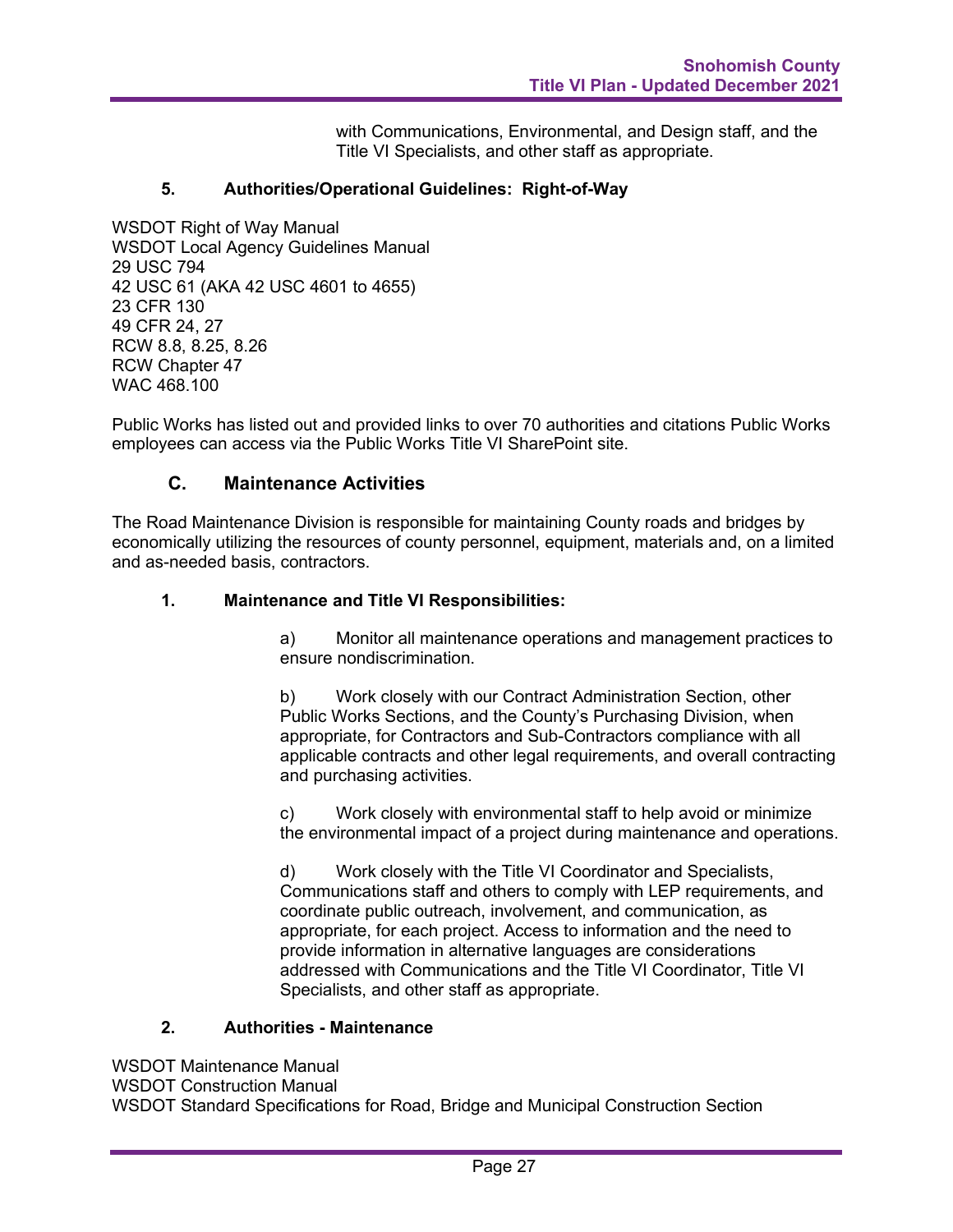with Communications, Environmental, and Design staff, and the Title VI Specialists, and other staff as appropriate.

#### 5. Authorities/Operational Guidelines: Right-of-Way

WSDOT Right of Way Manual
WSDOT Local Agency Guidelines Manual
29 USC 794
42 USC 61 (AKA 42 USC 4601 to 4655)
23 CFR 130
49 CFR 24, 27
RCW 8.8, 8.25, 8.26
RCW Chapter 47
WAC 468.100

Public Works has listed out and provided links to over 70 authorities and citations Public Works employees can access via the Public Works Title VI SharePoint site.

### C. Maintenance Activities

The Road Maintenance Division is responsible for maintaining County roads and bridges by economically utilizing the resources of county personnel, equipment, materials and, on a limited and as-needed basis, contractors.

#### 1. Maintenance and Title VI Responsibilities:

a) Monitor all maintenance operations and management practices to ensure nondiscrimination.

b) Work closely with our Contract Administration Section, other Public Works Sections, and the County's Purchasing Division, when appropriate, for Contractors and Sub-Contractors compliance with all applicable contracts and other legal requirements, and overall contracting and purchasing activities.

c) Work closely with environmental staff to help avoid or minimize the environmental impact of a project during maintenance and operations.

d) Work closely with the Title VI Coordinator and Specialists, Communications staff and others to comply with LEP requirements, and coordinate public outreach, involvement, and communication, as appropriate, for each project. Access to information and the need to provide information in alternative languages are considerations addressed with Communications and the Title VI Coordinator, Title VI Specialists, and other staff as appropriate.

#### 2. Authorities - Maintenance

WSDOT Maintenance Manual
WSDOT Construction Manual
WSDOT Standard Specifications for Road, Bridge and Municipal Construction Section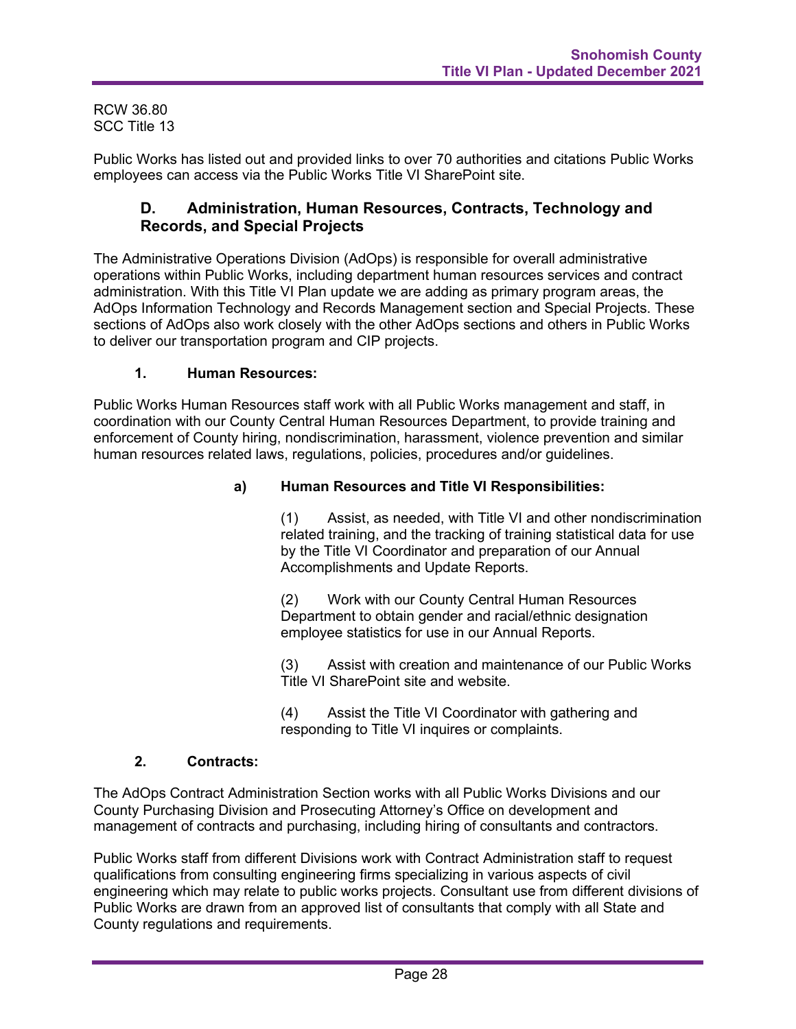RCW 36.80
SCC Title 13

Public Works has listed out and provided links to over 70 authorities and citations Public Works employees can access via the Public Works Title VI SharePoint site.

### D. Administration, Human Resources, Contracts, Technology and Records, and Special Projects

The Administrative Operations Division (AdOps) is responsible for overall administrative operations within Public Works, including department human resources services and contract administration. With this Title VI Plan update we are adding as primary program areas, the AdOps Information Technology and Records Management section and Special Projects. These sections of AdOps also work closely with the other AdOps sections and others in Public Works to deliver our transportation program and CIP projects.

#### 1. Human Resources:

Public Works Human Resources staff work with all Public Works management and staff, in coordination with our County Central Human Resources Department, to provide training and enforcement of County hiring, nondiscrimination, harassment, violence prevention and similar human resources related laws, regulations, policies, procedures and/or guidelines.

**a) Human Resources and Title VI Responsibilities:**

(1) Assist, as needed, with Title VI and other nondiscrimination related training, and the tracking of training statistical data for use by the Title VI Coordinator and preparation of our Annual Accomplishments and Update Reports.

(2) Work with our County Central Human Resources Department to obtain gender and racial/ethnic designation employee statistics for use in our Annual Reports.

(3) Assist with creation and maintenance of our Public Works Title VI SharePoint site and website.

(4) Assist the Title VI Coordinator with gathering and responding to Title VI inquires or complaints.

#### 2. Contracts:

The AdOps Contract Administration Section works with all Public Works Divisions and our County Purchasing Division and Prosecuting Attorney's Office on development and management of contracts and purchasing, including hiring of consultants and contractors.

Public Works staff from different Divisions work with Contract Administration staff to request qualifications from consulting engineering firms specializing in various aspects of civil engineering which may relate to public works projects. Consultant use from different divisions of Public Works are drawn from an approved list of consultants that comply with all State and County regulations and requirements.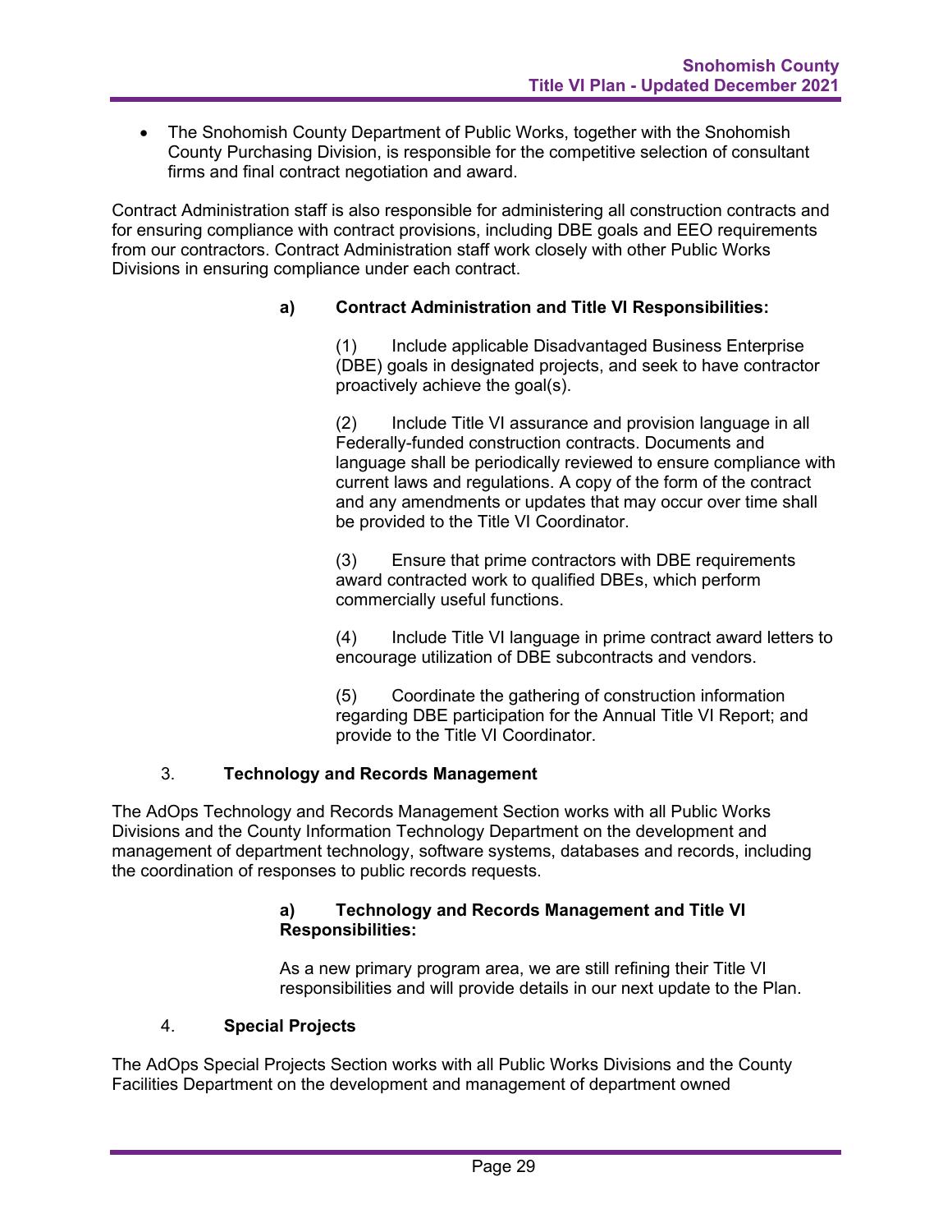- The Snohomish County Department of Public Works, together with the Snohomish County Purchasing Division, is responsible for the competitive selection of consultant firms and final contract negotiation and award.

Contract Administration staff is also responsible for administering all construction contracts and for ensuring compliance with contract provisions, including DBE goals and EEO requirements from our contractors. Contract Administration staff work closely with other Public Works Divisions in ensuring compliance under each contract.

**a) Contract Administration and Title VI Responsibilities:**

(1) Include applicable Disadvantaged Business Enterprise (DBE) goals in designated projects, and seek to have contractor proactively achieve the goal(s).

(2) Include Title VI assurance and provision language in all Federally-funded construction contracts. Documents and language shall be periodically reviewed to ensure compliance with current laws and regulations. A copy of the form of the contract and any amendments or updates that may occur over time shall be provided to the Title VI Coordinator.

(3) Ensure that prime contractors with DBE requirements award contracted work to qualified DBEs, which perform commercially useful functions.

(4) Include Title VI language in prime contract award letters to encourage utilization of DBE subcontracts and vendors.

(5) Coordinate the gathering of construction information regarding DBE participation for the Annual Title VI Report; and provide to the Title VI Coordinator.

### 3. Technology and Records Management

The AdOps Technology and Records Management Section works with all Public Works Divisions and the County Information Technology Department on the development and management of department technology, software systems, databases and records, including the coordination of responses to public records requests.

**a) Technology and Records Management and Title VI Responsibilities:**

As a new primary program area, we are still refining their Title VI responsibilities and will provide details in our next update to the Plan.

### 4. Special Projects

The AdOps Special Projects Section works with all Public Works Divisions and the County Facilities Department on the development and management of department owned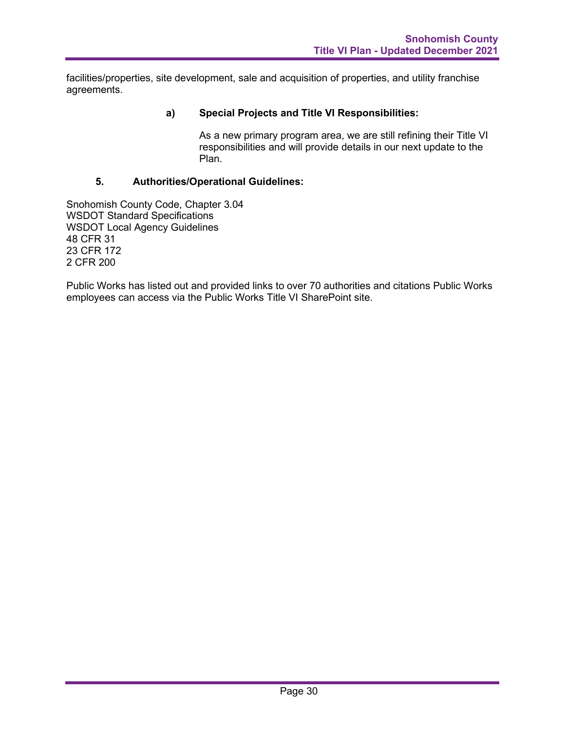facilities/properties, site development, sale and acquisition of properties, and utility franchise agreements.

**a) Special Projects and Title VI Responsibilities:**

As a new primary program area, we are still refining their Title VI responsibilities and will provide details in our next update to the Plan.

**5. Authorities/Operational Guidelines:**

Snohomish County Code, Chapter 3.04
WSDOT Standard Specifications
WSDOT Local Agency Guidelines
48 CFR 31
23 CFR 172
2 CFR 200

Public Works has listed out and provided links to over 70 authorities and citations Public Works employees can access via the Public Works Title VI SharePoint site.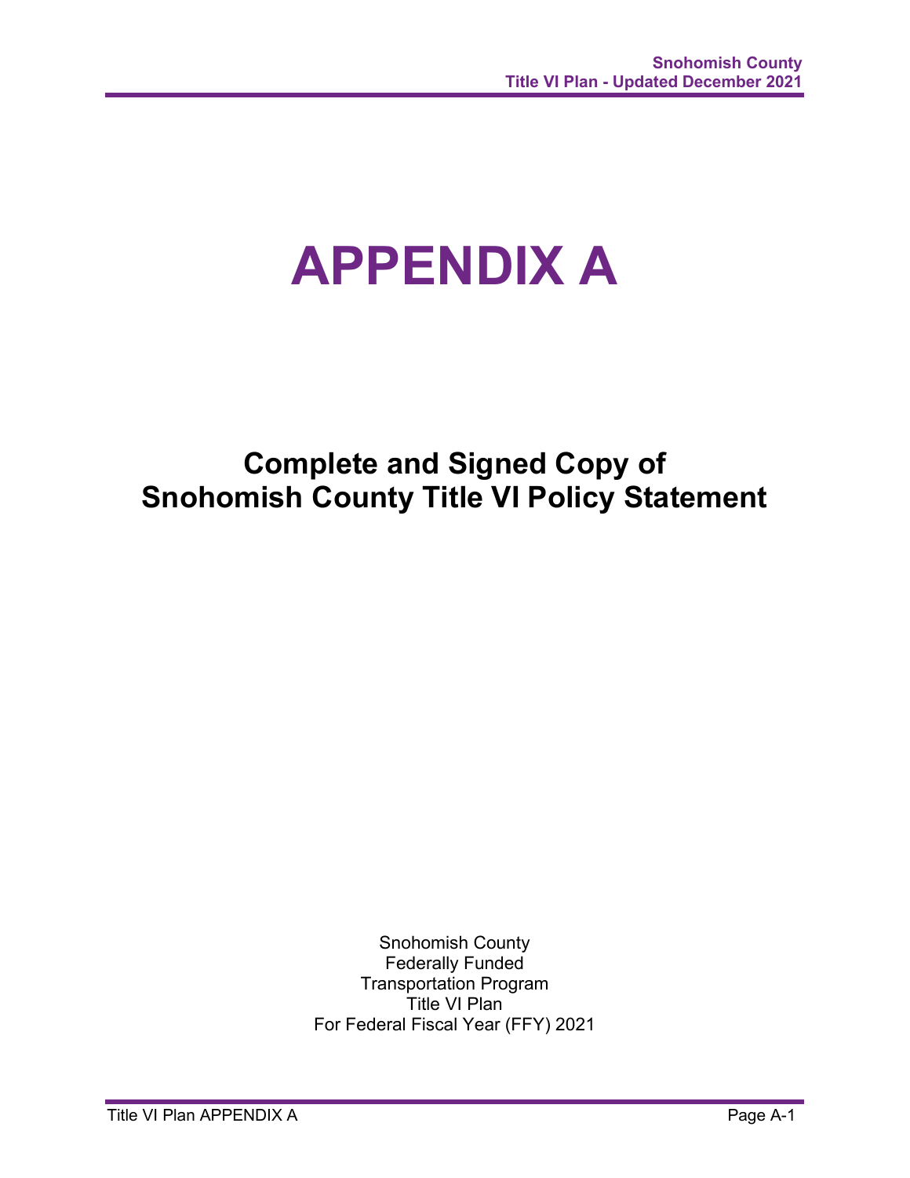# APPENDIX A

## Complete and Signed Copy of Snohomish County Title VI Policy Statement

Snohomish County
Federally Funded
Transportation Program
Title VI Plan
For Federal Fiscal Year (FFY) 2021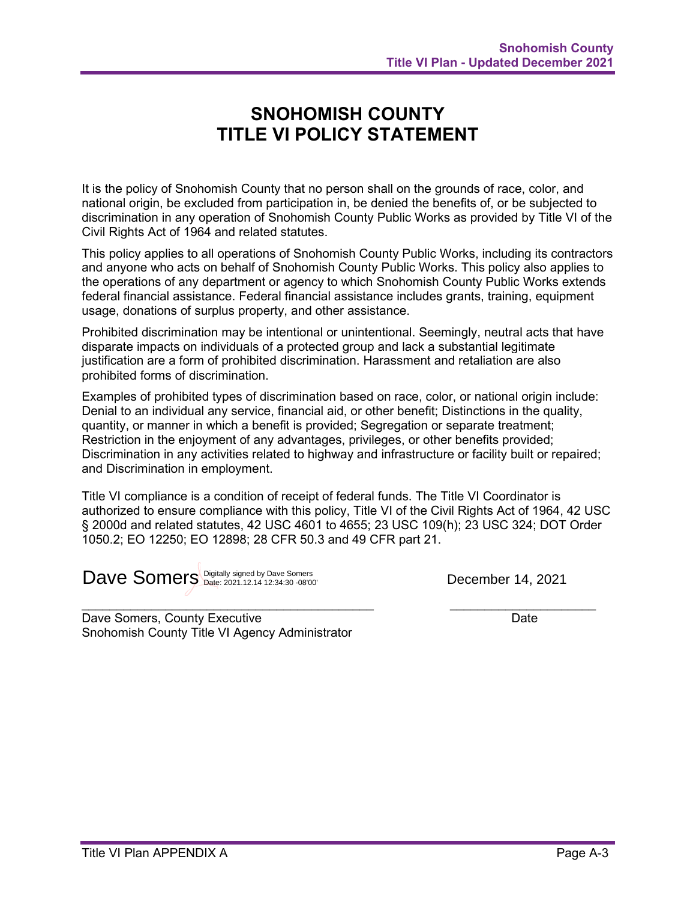# SNOHOMISH COUNTY TITLE VI POLICY STATEMENT

It is the policy of Snohomish County that no person shall on the grounds of race, color, and national origin, be excluded from participation in, be denied the benefits of, or be subjected to discrimination in any operation of Snohomish County Public Works as provided by Title VI of the Civil Rights Act of 1964 and related statutes.

This policy applies to all operations of Snohomish County Public Works, including its contractors and anyone who acts on behalf of Snohomish County Public Works. This policy also applies to the operations of any department or agency to which Snohomish County Public Works extends federal financial assistance. Federal financial assistance includes grants, training, equipment usage, donations of surplus property, and other assistance.

Prohibited discrimination may be intentional or unintentional. Seemingly, neutral acts that have disparate impacts on individuals of a protected group and lack a substantial legitimate justification are a form of prohibited discrimination. Harassment and retaliation are also prohibited forms of discrimination.

Examples of prohibited types of discrimination based on race, color, or national origin include: Denial to an individual any service, financial aid, or other benefit; Distinctions in the quality, quantity, or manner in which a benefit is provided; Segregation or separate treatment; Restriction in the enjoyment of any advantages, privileges, or other benefits provided; Discrimination in any activities related to highway and infrastructure or facility built or repaired; and Discrimination in employment.

Title VI compliance is a condition of receipt of federal funds. The Title VI Coordinator is authorized to ensure compliance with this policy, Title VI of the Civil Rights Act of 1964, 42 USC § 2000d and related statutes, 42 USC 4601 to 4655; 23 USC 109(h); 23 USC 324; DOT Order 1050.2; EO 12250; EO 12898; 28 CFR 50.3 and 49 CFR part 21.

Dave Somers Digitally signed by Dave Somers Date: 2021.12.14 12:34:30 -08'00' December 14, 2021

\_\_\_\_\_\_\_\_\_\_\_\_\_\_\_\_\_\_\_\_\_\_\_\_\_\_\_\_\_\_\_\_\_\_\_\_\_\_\_\_ \_\_\_\_\_\_\_\_\_\_\_\_\_\_\_\_\_\_\_\_

Dave Somers, County Executive Date
Snohomish County Title VI Agency Administrator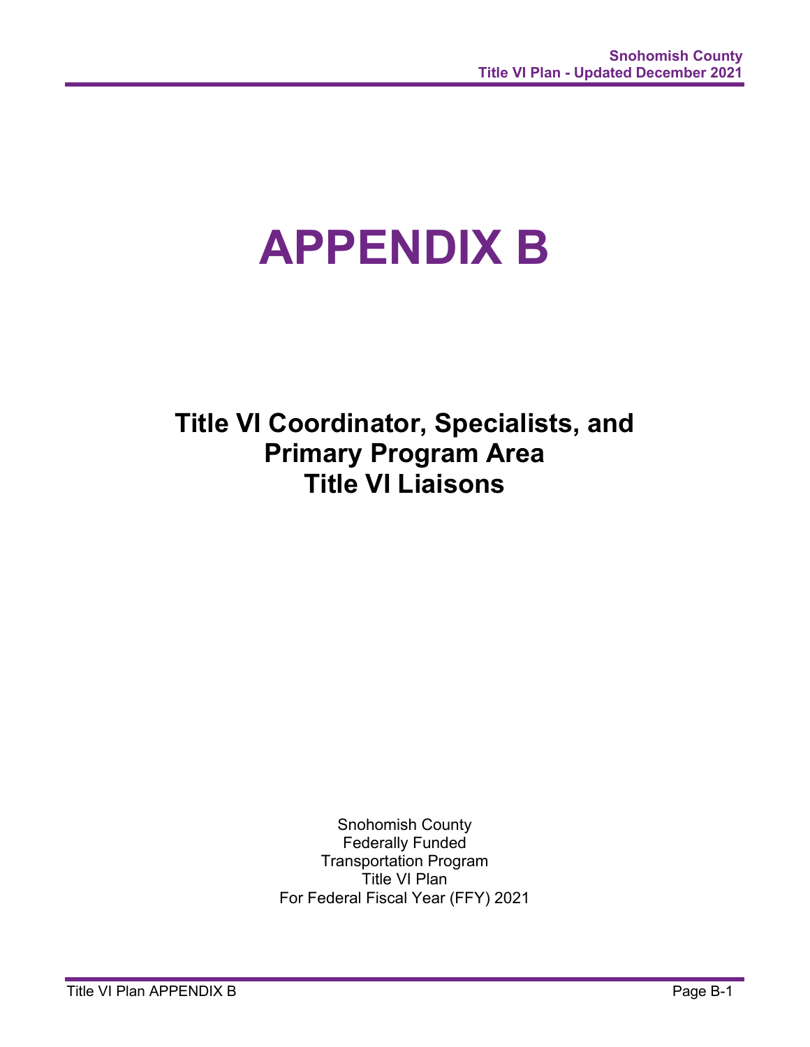# APPENDIX B

## Title VI Coordinator, Specialists, and Primary Program Area Title VI Liaisons

Snohomish County
Federally Funded
Transportation Program
Title VI Plan
For Federal Fiscal Year (FFY) 2021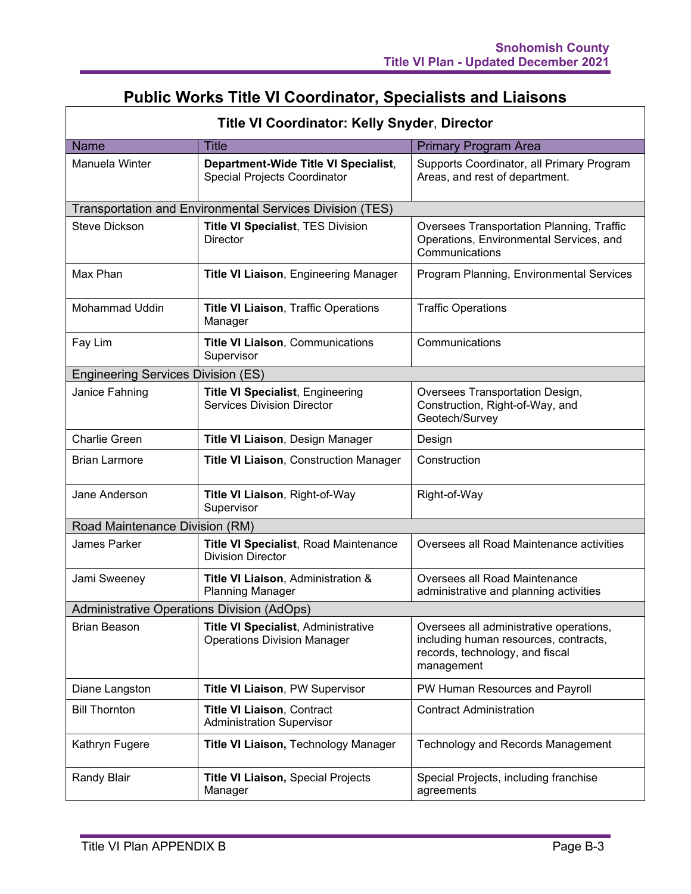## Public Works Title VI Coordinator, Specialists and Liaisons

| Title VI Coordinator: Kelly Snyder, Director | | |
|---|---|---|
| **Name** | **Title** | **Primary Program Area** |
| Manuela Winter | **Department-Wide Title VI Specialist**, Special Projects Coordinator | Supports Coordinator, all Primary Program Areas, and rest of department. |
| Transportation and Environmental Services Division (TES) | | |
| Steve Dickson | **Title VI Specialist**, TES Division Director | Oversees Transportation Planning, Traffic Operations, Environmental Services, and Communications |
| Max Phan | **Title VI Liaison**, Engineering Manager | Program Planning, Environmental Services |
| Mohammad Uddin | **Title VI Liaison**, Traffic Operations Manager | Traffic Operations |
| Fay Lim | **Title VI Liaison**, Communications Supervisor | Communications |
| Engineering Services Division (ES) | | |
| Janice Fahning | **Title VI Specialist**, Engineering Services Division Director | Oversees Transportation Design, Construction, Right-of-Way, and Geotech/Survey |
| Charlie Green | **Title VI Liaison**, Design Manager | Design |
| Brian Larmore | **Title VI Liaison**, Construction Manager | Construction |
| Jane Anderson | **Title VI Liaison**, Right-of-Way Supervisor | Right-of-Way |
| Road Maintenance Division (RM) | | |
| James Parker | **Title VI Specialist**, Road Maintenance Division Director | Oversees all Road Maintenance activities |
| Jami Sweeney | **Title VI Liaison**, Administration & Planning Manager | Oversees all Road Maintenance administrative and planning activities |
| Administrative Operations Division (AdOps) | | |
| Brian Beason | **Title VI Specialist**, Administrative Operations Division Manager | Oversees all administrative operations, including human resources, contracts, records, technology, and fiscal management |
| Diane Langston | **Title VI Liaison**, PW Supervisor | PW Human Resources and Payroll |
| Bill Thornton | **Title VI Liaison**, Contract Administration Supervisor | Contract Administration |
| Kathryn Fugere | **Title VI Liaison,** Technology Manager | Technology and Records Management |
| Randy Blair | **Title VI Liaison,** Special Projects Manager | Special Projects, including franchise agreements |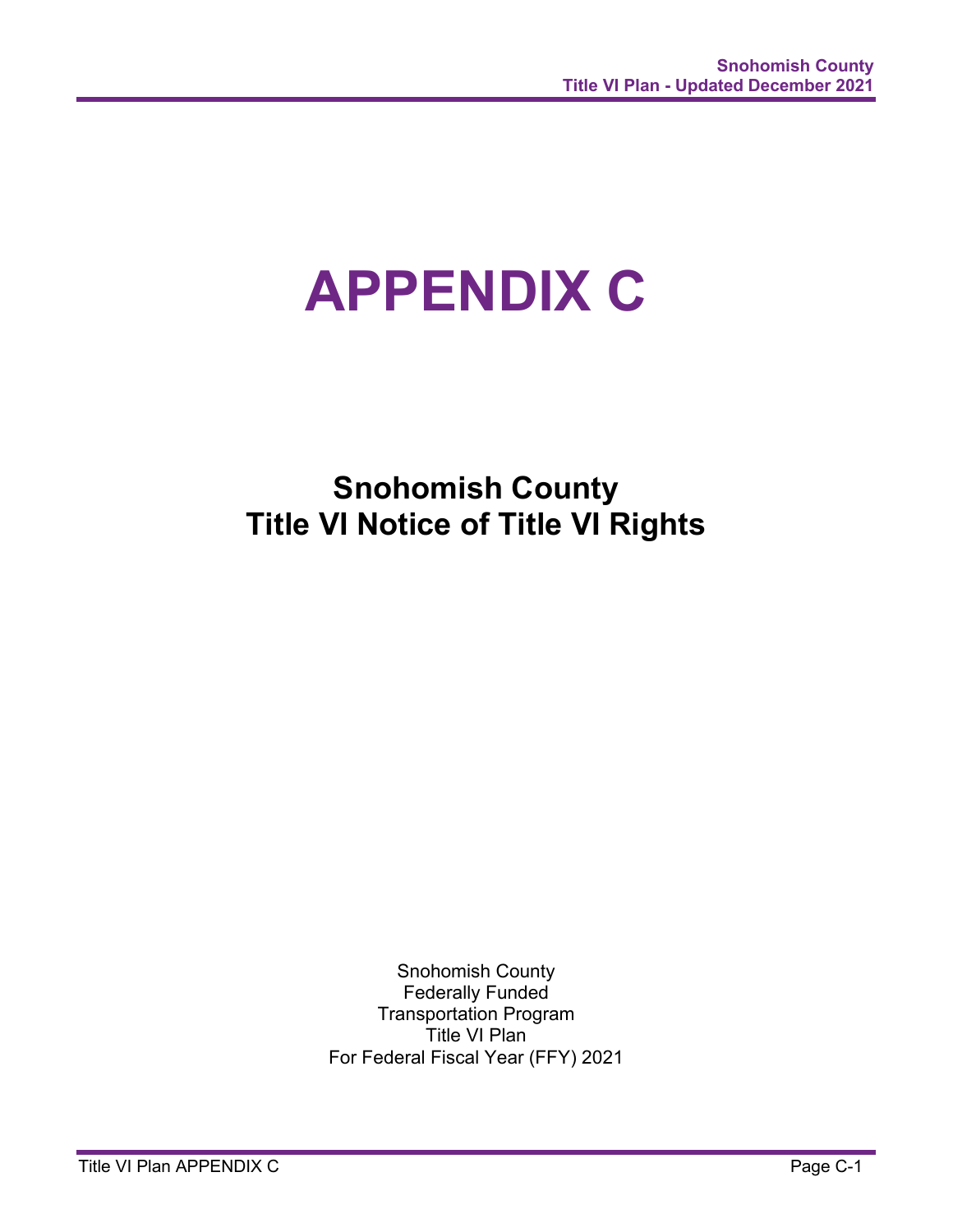# APPENDIX C

## Snohomish County
## Title VI Notice of Title VI Rights

Snohomish County
Federally Funded
Transportation Program
Title VI Plan
For Federal Fiscal Year (FFY) 2021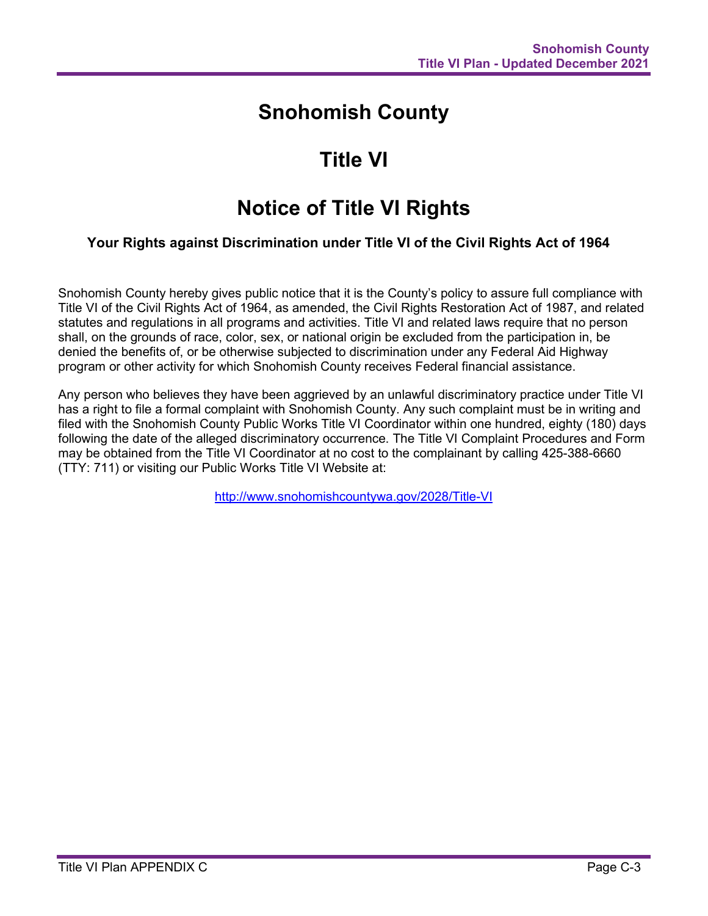# Snohomish County

# Title VI

# Notice of Title VI Rights

### Your Rights against Discrimination under Title VI of the Civil Rights Act of 1964

Snohomish County hereby gives public notice that it is the County's policy to assure full compliance with Title VI of the Civil Rights Act of 1964, as amended, the Civil Rights Restoration Act of 1987, and related statutes and regulations in all programs and activities. Title VI and related laws require that no person shall, on the grounds of race, color, sex, or national origin be excluded from the participation in, be denied the benefits of, or be otherwise subjected to discrimination under any Federal Aid Highway program or other activity for which Snohomish County receives Federal financial assistance.

Any person who believes they have been aggrieved by an unlawful discriminatory practice under Title VI has a right to file a formal complaint with Snohomish County. Any such complaint must be in writing and filed with the Snohomish County Public Works Title VI Coordinator within one hundred, eighty (180) days following the date of the alleged discriminatory occurrence. The Title VI Complaint Procedures and Form may be obtained from the Title VI Coordinator at no cost to the complainant by calling 425-388-6660 (TTY: 711) or visiting our Public Works Title VI Website at:

http://www.snohomishcountywa.gov/2028/Title-VI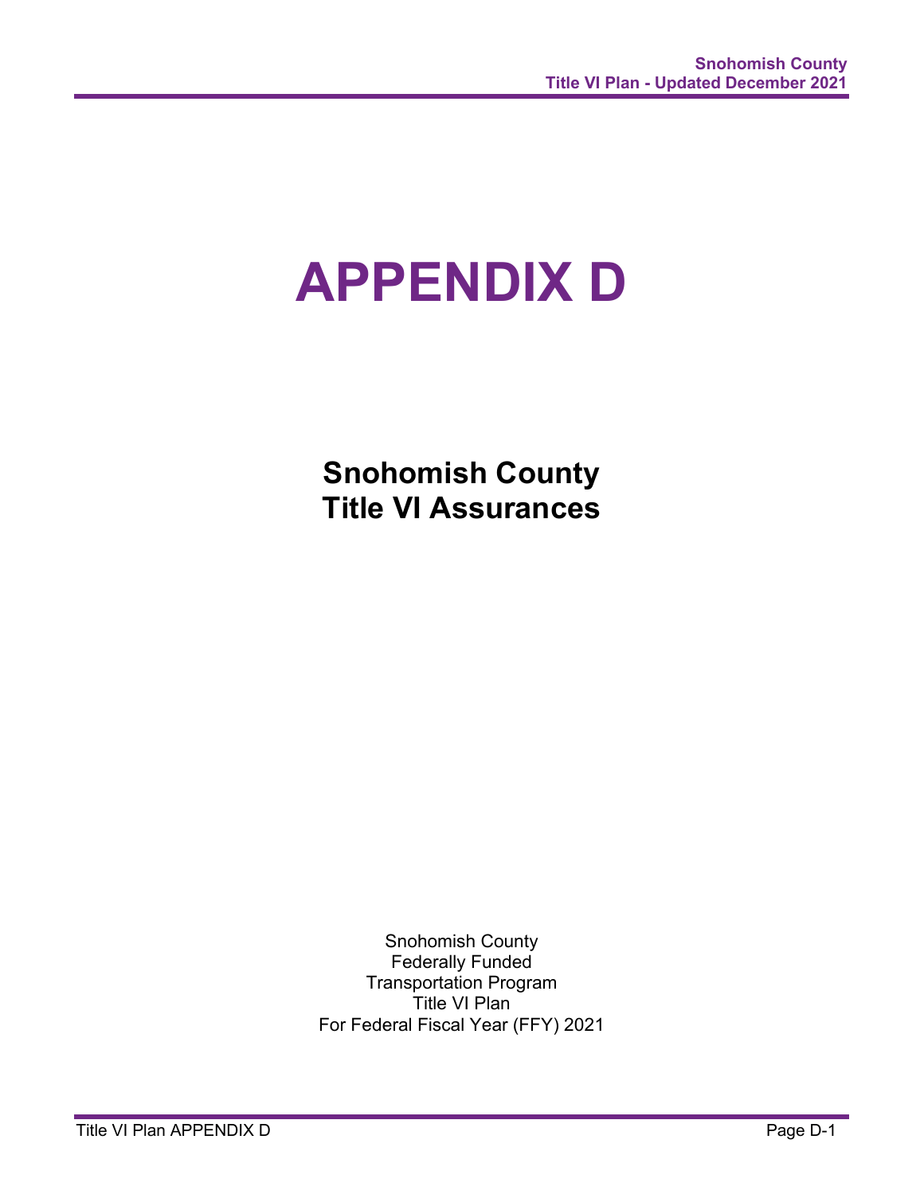# APPENDIX D

## Snohomish County
## Title VI Assurances

Snohomish County
Federally Funded
Transportation Program
Title VI Plan
For Federal Fiscal Year (FFY) 2021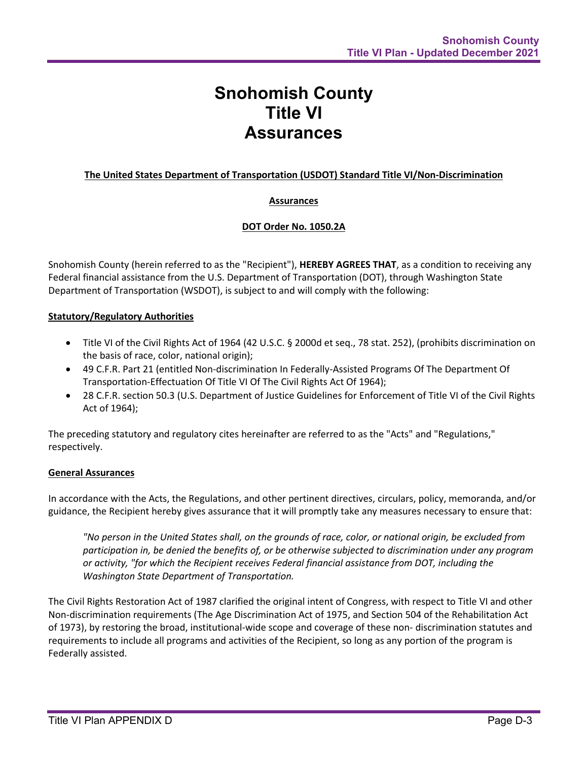# Snohomish County
# Title VI
# Assurances

**The United States Department of Transportation (USDOT) Standard Title VI/Non-Discrimination**

**Assurances**

**DOT Order No. 1050.2A**

Snohomish County (herein referred to as the "Recipient"), **HEREBY AGREES THAT**, as a condition to receiving any Federal financial assistance from the U.S. Department of Transportation (DOT), through Washington State Department of Transportation (WSDOT), is subject to and will comply with the following:

**Statutory/Regulatory Authorities**

- Title VI of the Civil Rights Act of 1964 (42 U.S.C. § 2000d et seq., 78 stat. 252), (prohibits discrimination on the basis of race, color, national origin);
- 49 C.F.R. Part 21 (entitled Non-discrimination In Federally-Assisted Programs Of The Department Of Transportation-Effectuation Of Title VI Of The Civil Rights Act Of 1964);
- 28 C.F.R. section 50.3 (U.S. Department of Justice Guidelines for Enforcement of Title VI of the Civil Rights Act of 1964);

The preceding statutory and regulatory cites hereinafter are referred to as the "Acts" and "Regulations," respectively.

**General Assurances**

In accordance with the Acts, the Regulations, and other pertinent directives, circulars, policy, memoranda, and/or guidance, the Recipient hereby gives assurance that it will promptly take any measures necessary to ensure that:

> *"No person in the United States shall, on the grounds of race, color, or national origin, be excluded from participation in, be denied the benefits of, or be otherwise subjected to discrimination under any program or activity, "for which the Recipient receives Federal financial assistance from DOT, including the Washington State Department of Transportation.*

The Civil Rights Restoration Act of 1987 clarified the original intent of Congress, with respect to Title VI and other Non-discrimination requirements (The Age Discrimination Act of 1975, and Section 504 of the Rehabilitation Act of 1973), by restoring the broad, institutional-wide scope and coverage of these non- discrimination statutes and requirements to include all programs and activities of the Recipient, so long as any portion of the program is Federally assisted.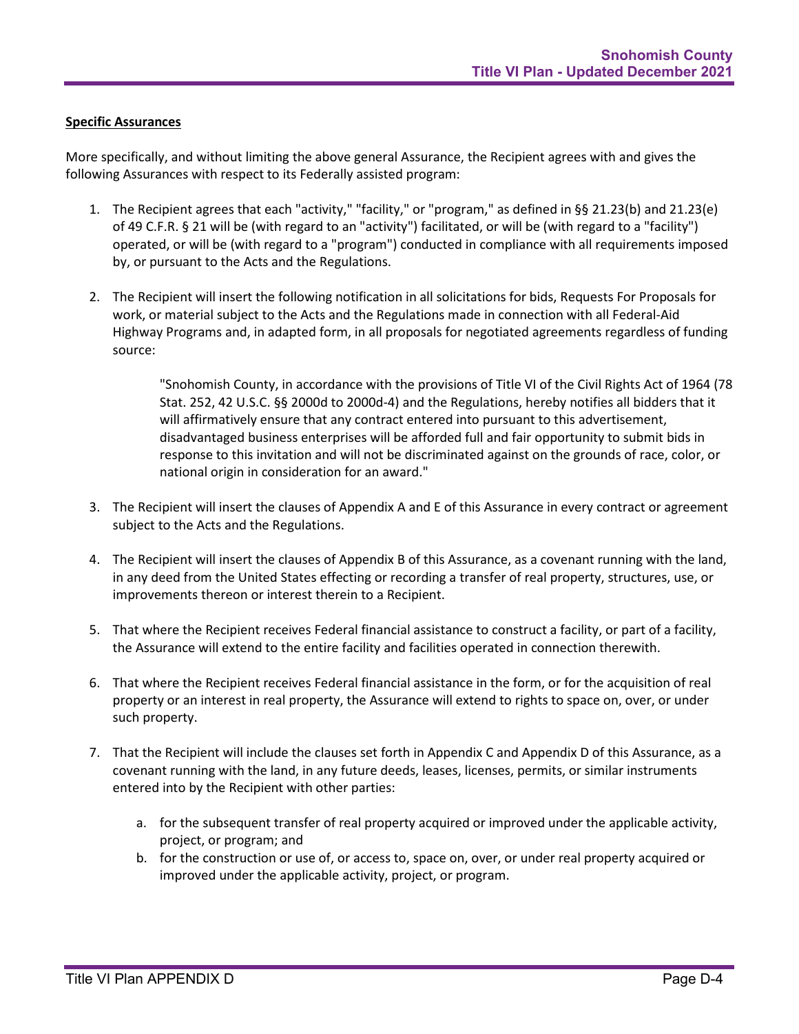**Specific Assurances**

More specifically, and without limiting the above general Assurance, the Recipient agrees with and gives the following Assurances with respect to its Federally assisted program:

1. The Recipient agrees that each "activity," "facility," or "program," as defined in §§ 21.23(b) and 21.23(e) of 49 C.F.R. § 21 will be (with regard to an "activity") facilitated, or will be (with regard to a "facility") operated, or will be (with regard to a "program") conducted in compliance with all requirements imposed by, or pursuant to the Acts and the Regulations.

2. The Recipient will insert the following notification in all solicitations for bids, Requests For Proposals for work, or material subject to the Acts and the Regulations made in connection with all Federal-Aid Highway Programs and, in adapted form, in all proposals for negotiated agreements regardless of funding source:

   > "Snohomish County, in accordance with the provisions of Title VI of the Civil Rights Act of 1964 (78 Stat. 252, 42 U.S.C. §§ 2000d to 2000d-4) and the Regulations, hereby notifies all bidders that it will affirmatively ensure that any contract entered into pursuant to this advertisement, disadvantaged business enterprises will be afforded full and fair opportunity to submit bids in response to this invitation and will not be discriminated against on the grounds of race, color, or national origin in consideration for an award."

3. The Recipient will insert the clauses of Appendix A and E of this Assurance in every contract or agreement subject to the Acts and the Regulations.

4. The Recipient will insert the clauses of Appendix B of this Assurance, as a covenant running with the land, in any deed from the United States effecting or recording a transfer of real property, structures, use, or improvements thereon or interest therein to a Recipient.

5. That where the Recipient receives Federal financial assistance to construct a facility, or part of a facility, the Assurance will extend to the entire facility and facilities operated in connection therewith.

6. That where the Recipient receives Federal financial assistance in the form, or for the acquisition of real property or an interest in real property, the Assurance will extend to rights to space on, over, or under such property.

7. That the Recipient will include the clauses set forth in Appendix C and Appendix D of this Assurance, as a covenant running with the land, in any future deeds, leases, licenses, permits, or similar instruments entered into by the Recipient with other parties:

   a. for the subsequent transfer of real property acquired or improved under the applicable activity, project, or program; and
   b. for the construction or use of, or access to, space on, over, or under real property acquired or improved under the applicable activity, project, or program.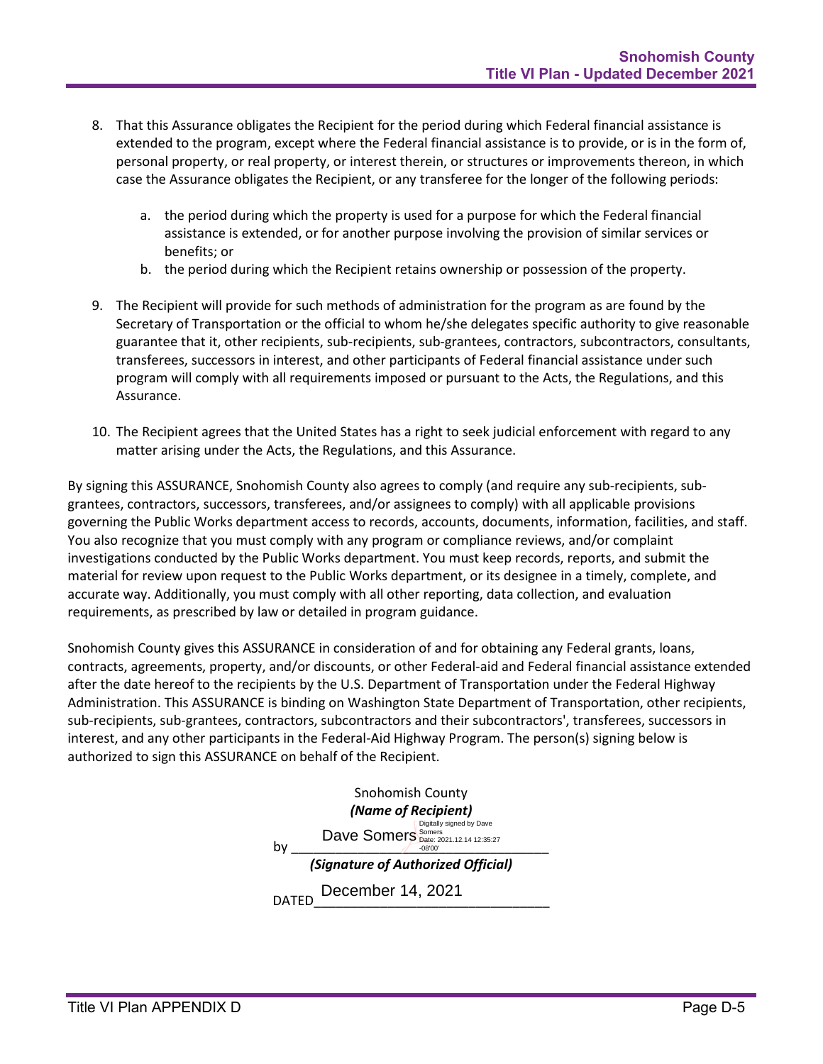8. That this Assurance obligates the Recipient for the period during which Federal financial assistance is extended to the program, except where the Federal financial assistance is to provide, or is in the form of, personal property, or real property, or interest therein, or structures or improvements thereon, in which case the Assurance obligates the Recipient, or any transferee for the longer of the following periods:

   a. the period during which the property is used for a purpose for which the Federal financial assistance is extended, or for another purpose involving the provision of similar services or benefits; or
   b. the period during which the Recipient retains ownership or possession of the property.

9. The Recipient will provide for such methods of administration for the program as are found by the Secretary of Transportation or the official to whom he/she delegates specific authority to give reasonable guarantee that it, other recipients, sub-recipients, sub-grantees, contractors, subcontractors, consultants, transferees, successors in interest, and other participants of Federal financial assistance under such program will comply with all requirements imposed or pursuant to the Acts, the Regulations, and this Assurance.

10. The Recipient agrees that the United States has a right to seek judicial enforcement with regard to any matter arising under the Acts, the Regulations, and this Assurance.

By signing this ASSURANCE, Snohomish County also agrees to comply (and require any sub-recipients, sub-grantees, contractors, successors, transferees, and/or assignees to comply) with all applicable provisions governing the Public Works department access to records, accounts, documents, information, facilities, and staff. You also recognize that you must comply with any program or compliance reviews, and/or complaint investigations conducted by the Public Works department. You must keep records, reports, and submit the material for review upon request to the Public Works department, or its designee in a timely, complete, and accurate way. Additionally, you must comply with all other reporting, data collection, and evaluation requirements, as prescribed by law or detailed in program guidance.

Snohomish County gives this ASSURANCE in consideration of and for obtaining any Federal grants, loans, contracts, agreements, property, and/or discounts, or other Federal-aid and Federal financial assistance extended after the date hereof to the recipients by the U.S. Department of Transportation under the Federal Highway Administration. This ASSURANCE is binding on Washington State Department of Transportation, other recipients, sub-recipients, sub-grantees, contractors, subcontractors and their subcontractors', transferees, successors in interest, and any other participants in the Federal-Aid Highway Program. The person(s) signing below is authorized to sign this ASSURANCE on behalf of the Recipient.

Snohomish County
***(Name of Recipient)***

by Dave Somers (Digitally signed by Dave Somers Date: 2021.12.14 12:35:27 -08'00')
***(Signature of Authorized Official)***

DATED December 14, 2021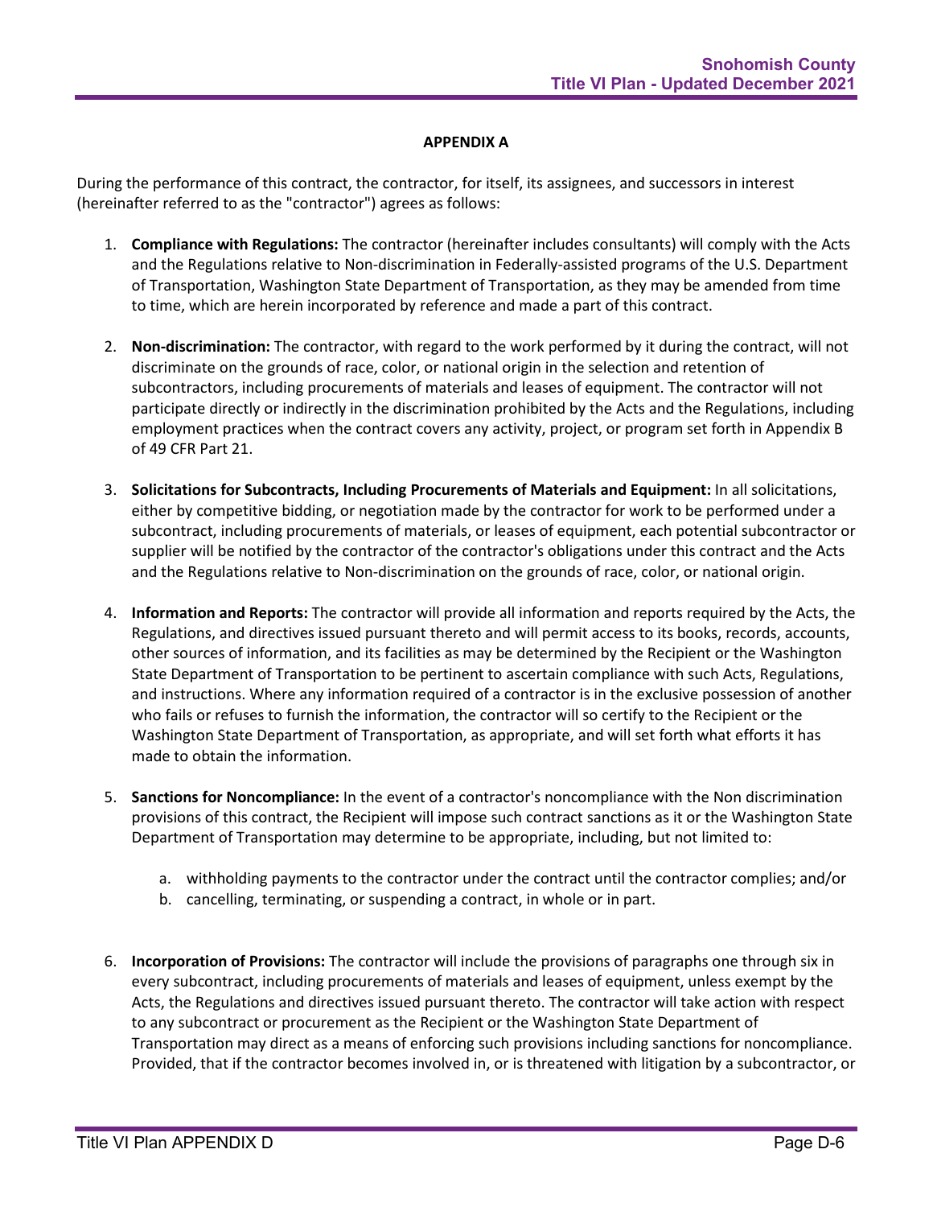## APPENDIX A

During the performance of this contract, the contractor, for itself, its assignees, and successors in interest (hereinafter referred to as the "contractor") agrees as follows:

1. **Compliance with Regulations:** The contractor (hereinafter includes consultants) will comply with the Acts and the Regulations relative to Non-discrimination in Federally-assisted programs of the U.S. Department of Transportation, Washington State Department of Transportation, as they may be amended from time to time, which are herein incorporated by reference and made a part of this contract.

2. **Non-discrimination:** The contractor, with regard to the work performed by it during the contract, will not discriminate on the grounds of race, color, or national origin in the selection and retention of subcontractors, including procurements of materials and leases of equipment. The contractor will not participate directly or indirectly in the discrimination prohibited by the Acts and the Regulations, including employment practices when the contract covers any activity, project, or program set forth in Appendix B of 49 CFR Part 21.

3. **Solicitations for Subcontracts, Including Procurements of Materials and Equipment:** In all solicitations, either by competitive bidding, or negotiation made by the contractor for work to be performed under a subcontract, including procurements of materials, or leases of equipment, each potential subcontractor or supplier will be notified by the contractor of the contractor's obligations under this contract and the Acts and the Regulations relative to Non-discrimination on the grounds of race, color, or national origin.

4. **Information and Reports:** The contractor will provide all information and reports required by the Acts, the Regulations, and directives issued pursuant thereto and will permit access to its books, records, accounts, other sources of information, and its facilities as may be determined by the Recipient or the Washington State Department of Transportation to be pertinent to ascertain compliance with such Acts, Regulations, and instructions. Where any information required of a contractor is in the exclusive possession of another who fails or refuses to furnish the information, the contractor will so certify to the Recipient or the Washington State Department of Transportation, as appropriate, and will set forth what efforts it has made to obtain the information.

5. **Sanctions for Noncompliance:** In the event of a contractor's noncompliance with the Non discrimination provisions of this contract, the Recipient will impose such contract sanctions as it or the Washington State Department of Transportation may determine to be appropriate, including, but not limited to:

   a. withholding payments to the contractor under the contract until the contractor complies; and/or
   b. cancelling, terminating, or suspending a contract, in whole or in part.

6. **Incorporation of Provisions:** The contractor will include the provisions of paragraphs one through six in every subcontract, including procurements of materials and leases of equipment, unless exempt by the Acts, the Regulations and directives issued pursuant thereto. The contractor will take action with respect to any subcontract or procurement as the Recipient or the Washington State Department of Transportation may direct as a means of enforcing such provisions including sanctions for noncompliance. Provided, that if the contractor becomes involved in, or is threatened with litigation by a subcontractor, or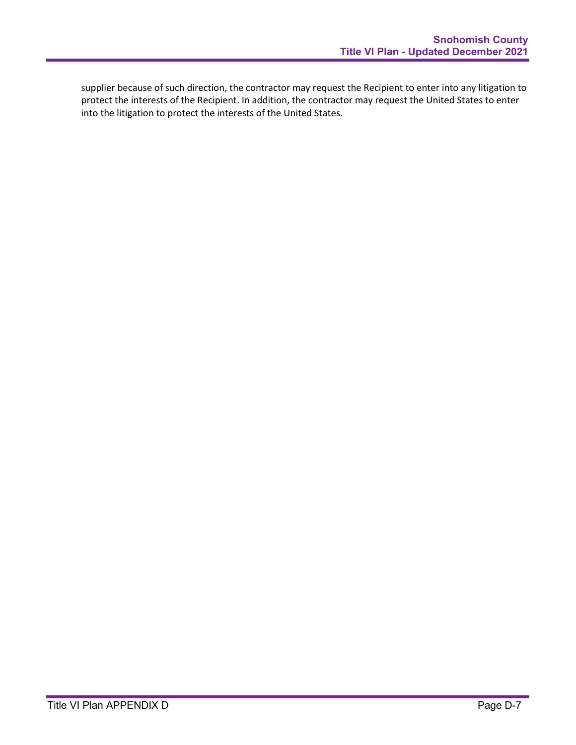supplier because of such direction, the contractor may request the Recipient to enter into any litigation to protect the interests of the Recipient. In addition, the contractor may request the United States to enter into the litigation to protect the interests of the United States.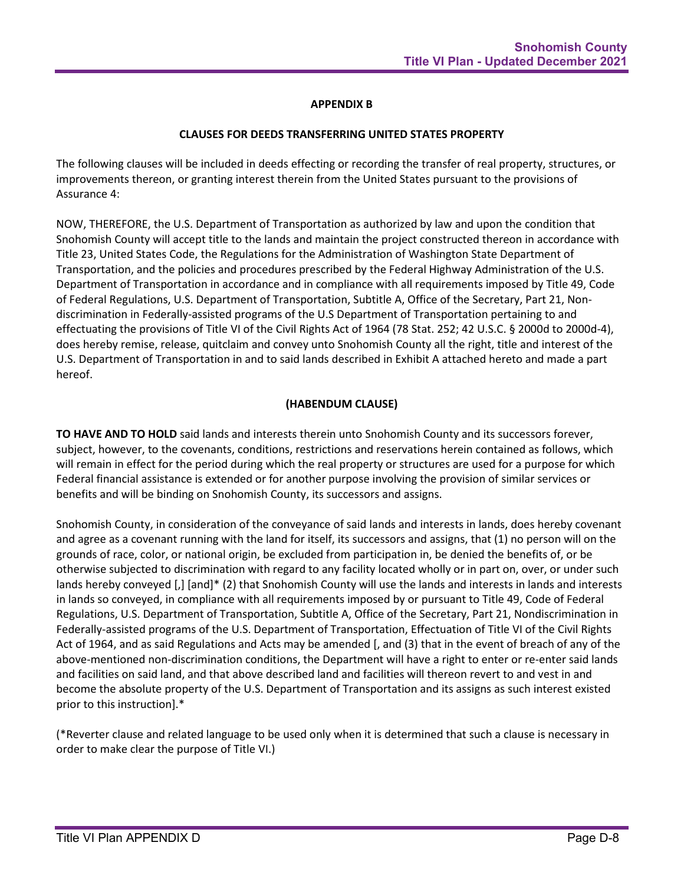**APPENDIX B**

**CLAUSES FOR DEEDS TRANSFERRING UNITED STATES PROPERTY**

The following clauses will be included in deeds effecting or recording the transfer of real property, structures, or improvements thereon, or granting interest therein from the United States pursuant to the provisions of Assurance 4:

NOW, THEREFORE, the U.S. Department of Transportation as authorized by law and upon the condition that Snohomish County will accept title to the lands and maintain the project constructed thereon in accordance with Title 23, United States Code, the Regulations for the Administration of Washington State Department of Transportation, and the policies and procedures prescribed by the Federal Highway Administration of the U.S. Department of Transportation in accordance and in compliance with all requirements imposed by Title 49, Code of Federal Regulations, U.S. Department of Transportation, Subtitle A, Office of the Secretary, Part 21, Non-discrimination in Federally-assisted programs of the U.S Department of Transportation pertaining to and effectuating the provisions of Title VI of the Civil Rights Act of 1964 (78 Stat. 252; 42 U.S.C. § 2000d to 2000d-4), does hereby remise, release, quitclaim and convey unto Snohomish County all the right, title and interest of the U.S. Department of Transportation in and to said lands described in Exhibit A attached hereto and made a part hereof.

**(HABENDUM CLAUSE)**

**TO HAVE AND TO HOLD** said lands and interests therein unto Snohomish County and its successors forever, subject, however, to the covenants, conditions, restrictions and reservations herein contained as follows, which will remain in effect for the period during which the real property or structures are used for a purpose for which Federal financial assistance is extended or for another purpose involving the provision of similar services or benefits and will be binding on Snohomish County, its successors and assigns.

Snohomish County, in consideration of the conveyance of said lands and interests in lands, does hereby covenant and agree as a covenant running with the land for itself, its successors and assigns, that (1) no person will on the grounds of race, color, or national origin, be excluded from participation in, be denied the benefits of, or be otherwise subjected to discrimination with regard to any facility located wholly or in part on, over, or under such lands hereby conveyed [,] [and]* (2) that Snohomish County will use the lands and interests in lands and interests in lands so conveyed, in compliance with all requirements imposed by or pursuant to Title 49, Code of Federal Regulations, U.S. Department of Transportation, Subtitle A, Office of the Secretary, Part 21, Nondiscrimination in Federally-assisted programs of the U.S. Department of Transportation, Effectuation of Title VI of the Civil Rights Act of 1964, and as said Regulations and Acts may be amended [, and (3) that in the event of breach of any of the above-mentioned non-discrimination conditions, the Department will have a right to enter or re-enter said lands and facilities on said land, and that above described land and facilities will thereon revert to and vest in and become the absolute property of the U.S. Department of Transportation and its assigns as such interest existed prior to this instruction].*

(*Reverter clause and related language to be used only when it is determined that such a clause is necessary in order to make clear the purpose of Title VI.)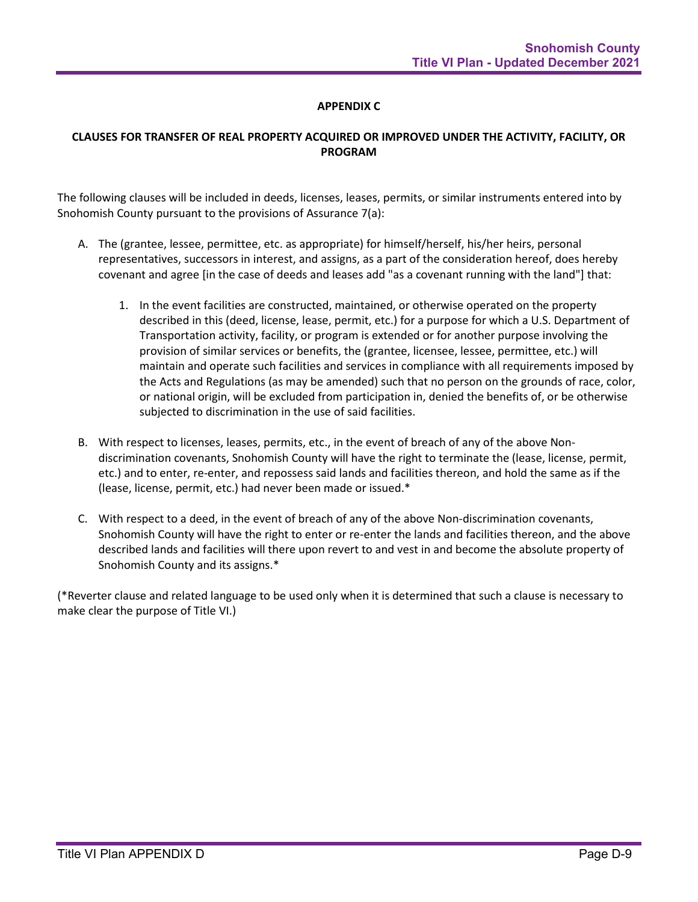## APPENDIX C

### CLAUSES FOR TRANSFER OF REAL PROPERTY ACQUIRED OR IMPROVED UNDER THE ACTIVITY, FACILITY, OR PROGRAM

The following clauses will be included in deeds, licenses, leases, permits, or similar instruments entered into by Snohomish County pursuant to the provisions of Assurance 7(a):

A. The (grantee, lessee, permittee, etc. as appropriate) for himself/herself, his/her heirs, personal representatives, successors in interest, and assigns, as a part of the consideration hereof, does hereby covenant and agree [in the case of deeds and leases add "as a covenant running with the land"] that:

   1. In the event facilities are constructed, maintained, or otherwise operated on the property described in this (deed, license, lease, permit, etc.) for a purpose for which a U.S. Department of Transportation activity, facility, or program is extended or for another purpose involving the provision of similar services or benefits, the (grantee, licensee, lessee, permittee, etc.) will maintain and operate such facilities and services in compliance with all requirements imposed by the Acts and Regulations (as may be amended) such that no person on the grounds of race, color, or national origin, will be excluded from participation in, denied the benefits of, or be otherwise subjected to discrimination in the use of said facilities.

B. With respect to licenses, leases, permits, etc., in the event of breach of any of the above Non-discrimination covenants, Snohomish County will have the right to terminate the (lease, license, permit, etc.) and to enter, re-enter, and repossess said lands and facilities thereon, and hold the same as if the (lease, license, permit, etc.) had never been made or issued.*

C. With respect to a deed, in the event of breach of any of the above Non-discrimination covenants, Snohomish County will have the right to enter or re-enter the lands and facilities thereon, and the above described lands and facilities will there upon revert to and vest in and become the absolute property of Snohomish County and its assigns.*

(*Reverter clause and related language to be used only when it is determined that such a clause is necessary to make clear the purpose of Title VI.)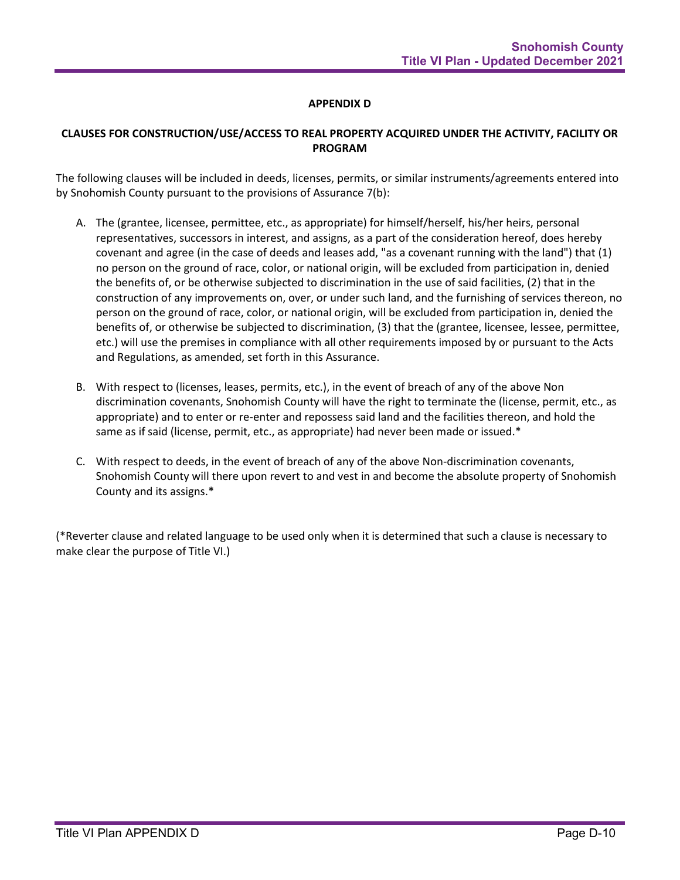**APPENDIX D**

**CLAUSES FOR CONSTRUCTION/USE/ACCESS TO REAL PROPERTY ACQUIRED UNDER THE ACTIVITY, FACILITY OR PROGRAM**

The following clauses will be included in deeds, licenses, permits, or similar instruments/agreements entered into by Snohomish County pursuant to the provisions of Assurance 7(b):

A. The (grantee, licensee, permittee, etc., as appropriate) for himself/herself, his/her heirs, personal representatives, successors in interest, and assigns, as a part of the consideration hereof, does hereby covenant and agree (in the case of deeds and leases add, "as a covenant running with the land") that (1) no person on the ground of race, color, or national origin, will be excluded from participation in, denied the benefits of, or be otherwise subjected to discrimination in the use of said facilities, (2) that in the construction of any improvements on, over, or under such land, and the furnishing of services thereon, no person on the ground of race, color, or national origin, will be excluded from participation in, denied the benefits of, or otherwise be subjected to discrimination, (3) that the (grantee, licensee, lessee, permittee, etc.) will use the premises in compliance with all other requirements imposed by or pursuant to the Acts and Regulations, as amended, set forth in this Assurance.

B. With respect to (licenses, leases, permits, etc.), in the event of breach of any of the above Non discrimination covenants, Snohomish County will have the right to terminate the (license, permit, etc., as appropriate) and to enter or re-enter and repossess said land and the facilities thereon, and hold the same as if said (license, permit, etc., as appropriate) had never been made or issued.*

C. With respect to deeds, in the event of breach of any of the above Non-discrimination covenants, Snohomish County will there upon revert to and vest in and become the absolute property of Snohomish County and its assigns.*

(*Reverter clause and related language to be used only when it is determined that such a clause is necessary to make clear the purpose of Title VI.)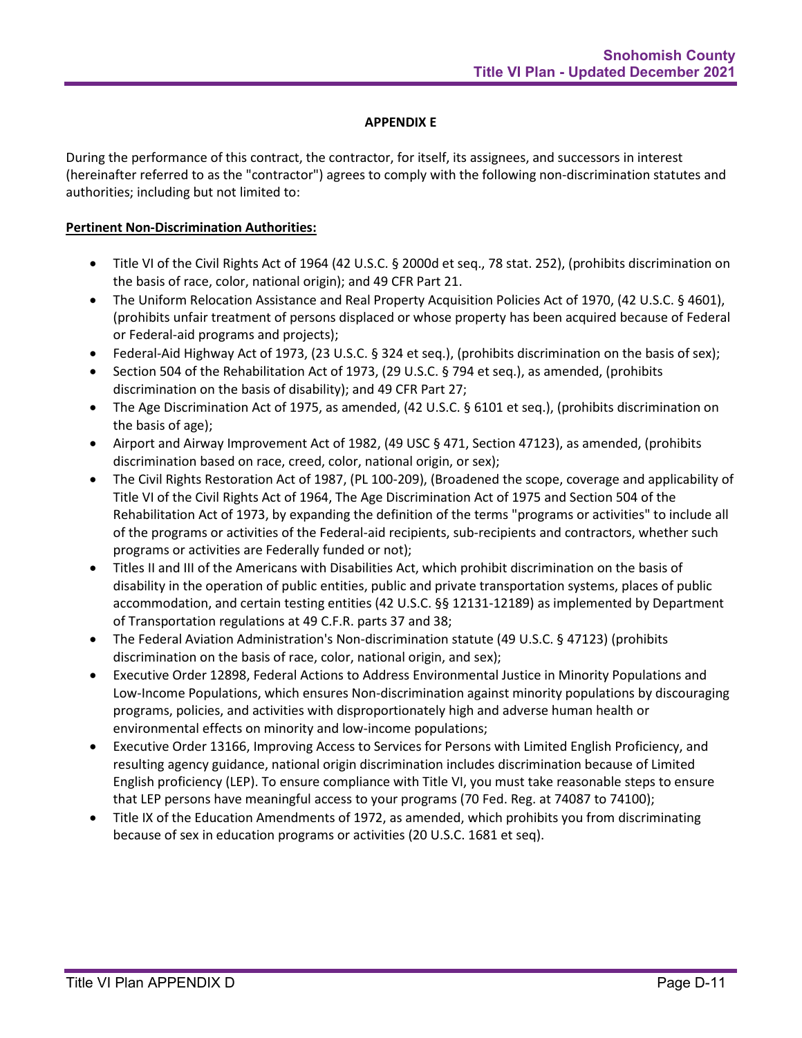## APPENDIX E

During the performance of this contract, the contractor, for itself, its assignees, and successors in interest (hereinafter referred to as the "contractor") agrees to comply with the following non-discrimination statutes and authorities; including but not limited to:

**Pertinent Non-Discrimination Authorities:**

- Title VI of the Civil Rights Act of 1964 (42 U.S.C. § 2000d et seq., 78 stat. 252), (prohibits discrimination on the basis of race, color, national origin); and 49 CFR Part 21.
- The Uniform Relocation Assistance and Real Property Acquisition Policies Act of 1970, (42 U.S.C. § 4601), (prohibits unfair treatment of persons displaced or whose property has been acquired because of Federal or Federal-aid programs and projects);
- Federal-Aid Highway Act of 1973, (23 U.S.C. § 324 et seq.), (prohibits discrimination on the basis of sex);
- Section 504 of the Rehabilitation Act of 1973, (29 U.S.C. § 794 et seq.), as amended, (prohibits discrimination on the basis of disability); and 49 CFR Part 27;
- The Age Discrimination Act of 1975, as amended, (42 U.S.C. § 6101 et seq.), (prohibits discrimination on the basis of age);
- Airport and Airway Improvement Act of 1982, (49 USC § 471, Section 47123), as amended, (prohibits discrimination based on race, creed, color, national origin, or sex);
- The Civil Rights Restoration Act of 1987, (PL 100-209), (Broadened the scope, coverage and applicability of Title VI of the Civil Rights Act of 1964, The Age Discrimination Act of 1975 and Section 504 of the Rehabilitation Act of 1973, by expanding the definition of the terms "programs or activities" to include all of the programs or activities of the Federal-aid recipients, sub-recipients and contractors, whether such programs or activities are Federally funded or not);
- Titles II and III of the Americans with Disabilities Act, which prohibit discrimination on the basis of disability in the operation of public entities, public and private transportation systems, places of public accommodation, and certain testing entities (42 U.S.C. §§ 12131-12189) as implemented by Department of Transportation regulations at 49 C.F.R. parts 37 and 38;
- The Federal Aviation Administration's Non-discrimination statute (49 U.S.C. § 47123) (prohibits discrimination on the basis of race, color, national origin, and sex);
- Executive Order 12898, Federal Actions to Address Environmental Justice in Minority Populations and Low-Income Populations, which ensures Non-discrimination against minority populations by discouraging programs, policies, and activities with disproportionately high and adverse human health or environmental effects on minority and low-income populations;
- Executive Order 13166, Improving Access to Services for Persons with Limited English Proficiency, and resulting agency guidance, national origin discrimination includes discrimination because of Limited English proficiency (LEP). To ensure compliance with Title VI, you must take reasonable steps to ensure that LEP persons have meaningful access to your programs (70 Fed. Reg. at 74087 to 74100);
- Title IX of the Education Amendments of 1972, as amended, which prohibits you from discriminating because of sex in education programs or activities (20 U.S.C. 1681 et seq).